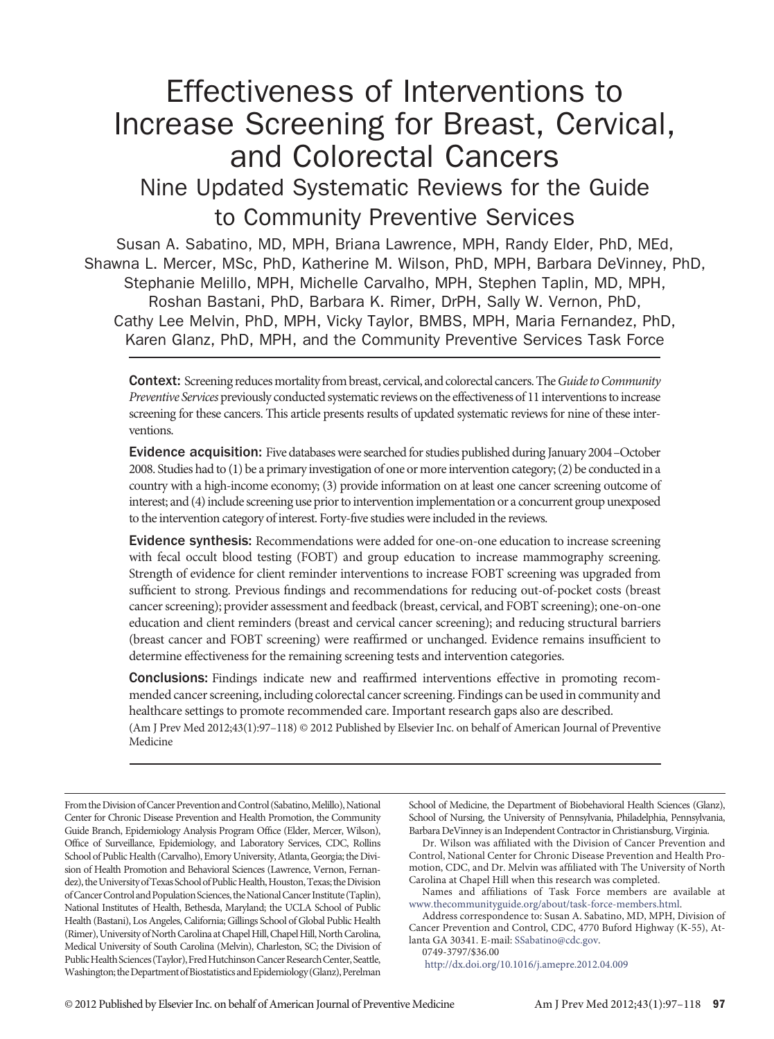# Effectiveness of Interventions to Increase Screening for Breast, Cervical, and Colorectal Cancers

## Nine Updated Systematic Reviews for the Guide to Community Preventive Services

Susan A. Sabatino, MD, MPH, Briana Lawrence, MPH, Randy Elder, PhD, MEd, Shawna L. Mercer, MSc, PhD, Katherine M. Wilson, PhD, MPH, Barbara DeVinney, PhD, Stephanie Melillo, MPH, Michelle Carvalho, MPH, Stephen Taplin, MD, MPH, Roshan Bastani, PhD, Barbara K. Rimer, DrPH, Sally W. Vernon, PhD, Cathy Lee Melvin, PhD, MPH, Vicky Taylor, BMBS, MPH, Maria Fernandez, PhD, Karen Glanz, PhD, MPH, and the Community Preventive Services Task Force

**Context:** Screening reduces mortality from breast, cervical, and colorectal cancers. The *Guide to Community Preventive Services* previously conducted systematic reviews on the effectiveness of 11 interventions to increase screening for these cancers. This article presents results of updated systematic reviews for nine of these interventions.

**Evidence acquisition:** Five databases were searched for studies published during January 2004–October 2008. Studies had to (1) be a primary investigation of one or more intervention category; (2) be conducted in a country with a high-income economy; (3) provide information on at least one cancer screening outcome of interest; and (4) include screening use prior to intervention implementation or a concurrent group unexposed to the intervention category of interest. Forty-five studies were included in the reviews.

**Evidence synthesis:** Recommendations were added for one-on-one education to increase screening with fecal occult blood testing (FOBT) and group education to increase mammography screening. Strength of evidence for client reminder interventions to increase FOBT screening was upgraded from sufficient to strong. Previous findings and recommendations for reducing out-of-pocket costs (breast cancer screening); provider assessment and feedback (breast, cervical, and FOBT screening); one-on-one education and client reminders (breast and cervical cancer screening); and reducing structural barriers (breast cancer and FOBT screening) were reaffirmed or unchanged. Evidence remains insufficient to determine effectiveness for the remaining screening tests and intervention categories.

**Conclusions:** Findings indicate new and reaffirmed interventions effective in promoting recommended cancer screening, including colorectal cancer screening. Findings can be used in community and healthcare settings to promote recommended care. Important research gaps also are described.

(Am J Prev Med 2012;43(1):97–118) © 2012 Published by Elsevier Inc. on behalf of American Journal of Preventive Medicine

---

From the Division of Cancer Prevention and Control (Sabatino, Melillo), National Center for Chronic Disease Prevention and Health Promotion, the Community Guide Branch, Epidemiology Analysis Program Office (Elder, Mercer, Wilson), Office of Surveillance, Epidemiology, and Laboratory Services, CDC, Rollins School of Public Health (Carvalho), Emory University, Atlanta, Georgia; the Division of Health Promotion and Behavioral Sciences (Lawrence, Vernon, Fernandez), the University of Texas School of Public Health, Houston, Texas; the Division of Cancer Control and Population Sciences, the National Cancer Institute (Taplin), National Institutes of Health, Bethesda, Maryland; the UCLA School of Public Health (Bastani), Los Angeles, California; Gillings School of Global Public Health (Rimer), University of North Carolina at Chapel Hill, Chapel Hill, North Carolina, Medical University of South Carolina (Melvin), Charleston, SC; the Division of Public Health Sciences (Taylor), Fred Hutchinson Cancer Research Center, Seattle, Washington; the Department of Biostatistics and Epidemiology (Glanz), Perelman School of Medicine, the Department of Biobehavioral Health Sciences (Glanz), School of Nursing, the University of Pennsylvania, Philadelphia, Pennsylvania, Barbara DeVinney is an Independent Contractor in Christiansburg, Virginia.

Dr. Wilson was affiliated with the Division of Cancer Prevention and Control, National Center for Chronic Disease Prevention and Health Promotion, CDC, and Dr. Melvin was affiliated with The University of North Carolina at Chapel Hill when this research was completed.

Names and affiliations of Task Force members are available at www.thecommunityguide.org/about/task-force-members.html.

Address correspondence to: Susan A. Sabatino, MD, MPH, Division of Cancer Prevention and Control, CDC, 4770 Buford Highway (K-55), Atlanta GA 30341. E-mail: SSabatino@cdc.gov.

0749-3797/$36.00

http://dx.doi.org/10.1016/j.amepre.2012.04.009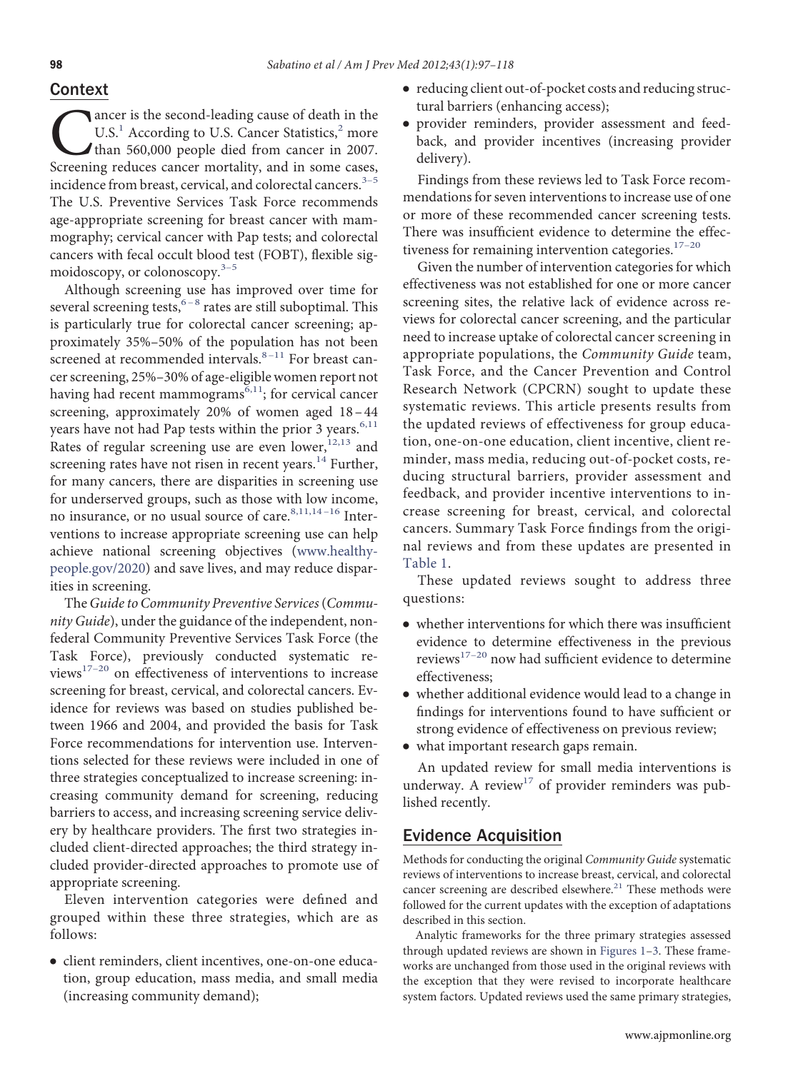## Context

Cancer is the second-leading cause of death in the U.S.[1] According to U.S. Cancer Statistics,[2] more than 560,000 people died from cancer in 2007. Screening reduces cancer mortality, and in some cases, incidence from breast, cervical, and colorectal cancers.[3–5] The U.S. Preventive Services Task Force recommends age-appropriate screening for breast cancer with mammography; cervical cancer with Pap tests; and colorectal cancers with fecal occult blood test (FOBT), flexible sigmoidoscopy, or colonoscopy.[3–5]

Although screening use has improved over time for several screening tests,[6–8] rates are still suboptimal. This is particularly true for colorectal cancer screening; approximately 35%–50% of the population has not been screened at recommended intervals.[8–11] For breast cancer screening, 25%–30% of age-eligible women report not having had recent mammograms[6,11]; for cervical cancer screening, approximately 20% of women aged 18–44 years have not had Pap tests within the prior 3 years.[6,11] Rates of regular screening use are even lower,[12,13] and screening rates have not risen in recent years.[14] Further, for many cancers, there are disparities in screening use for underserved groups, such as those with low income, no insurance, or no usual source of care.[8,11,14–16] Interventions to increase appropriate screening use can help achieve national screening objectives (www.healthypeople.gov/2020) and save lives, and may reduce disparities in screening.

The *Guide to Community Preventive Services* (*Community Guide*), under the guidance of the independent, nonfederal Community Preventive Services Task Force (the Task Force), previously conducted systematic reviews[17–20] on effectiveness of interventions to increase screening for breast, cervical, and colorectal cancers. Evidence for reviews was based on studies published between 1966 and 2004, and provided the basis for Task Force recommendations for intervention use. Interventions selected for these reviews were included in one of three strategies conceptualized to increase screening: increasing community demand for screening, reducing barriers to access, and increasing screening service delivery by healthcare providers. The first two strategies included client-directed approaches; the third strategy included provider-directed approaches to promote use of appropriate screening.

Eleven intervention categories were defined and grouped within these three strategies, which are as follows:

- client reminders, client incentives, one-on-one education, group education, mass media, and small media (increasing community demand);
- reducing client out-of-pocket costs and reducing structural barriers (enhancing access);
- provider reminders, provider assessment and feedback, and provider incentives (increasing provider delivery).

Findings from these reviews led to Task Force recommendations for seven interventions to increase use of one or more of these recommended cancer screening tests. There was insufficient evidence to determine the effectiveness for remaining intervention categories.[17–20]

Given the number of intervention categories for which effectiveness was not established for one or more cancer screening sites, the relative lack of evidence across reviews for colorectal cancer screening, and the particular need to increase uptake of colorectal cancer screening in appropriate populations, the *Community Guide* team, Task Force, and the Cancer Prevention and Control Research Network (CPCRN) sought to update these systematic reviews. This article presents results from the updated reviews of effectiveness for group education, one-on-one education, client incentive, client reminder, mass media, reducing out-of-pocket costs, reducing structural barriers, provider assessment and feedback, and provider incentive interventions to increase screening for breast, cervical, and colorectal cancers. Summary Task Force findings from the original reviews and from these updates are presented in Table 1.

These updated reviews sought to address three questions:

- whether interventions for which there was insufficient evidence to determine effectiveness in the previous reviews[17–20] now had sufficient evidence to determine effectiveness;
- whether additional evidence would lead to a change in findings for interventions found to have sufficient or strong evidence of effectiveness on previous review;
- what important research gaps remain.

An updated review for small media interventions is underway. A review[17] of provider reminders was published recently.

## Evidence Acquisition

Methods for conducting the original *Community Guide* systematic reviews of interventions to increase breast, cervical, and colorectal cancer screening are described elsewhere.[21] These methods were followed for the current updates with the exception of adaptations described in this section.

Analytic frameworks for the three primary strategies assessed through updated reviews are shown in Figures 1–3. These frameworks are unchanged from those used in the original reviews with the exception that they were revised to incorporate healthcare system factors. Updated reviews used the same primary strategies,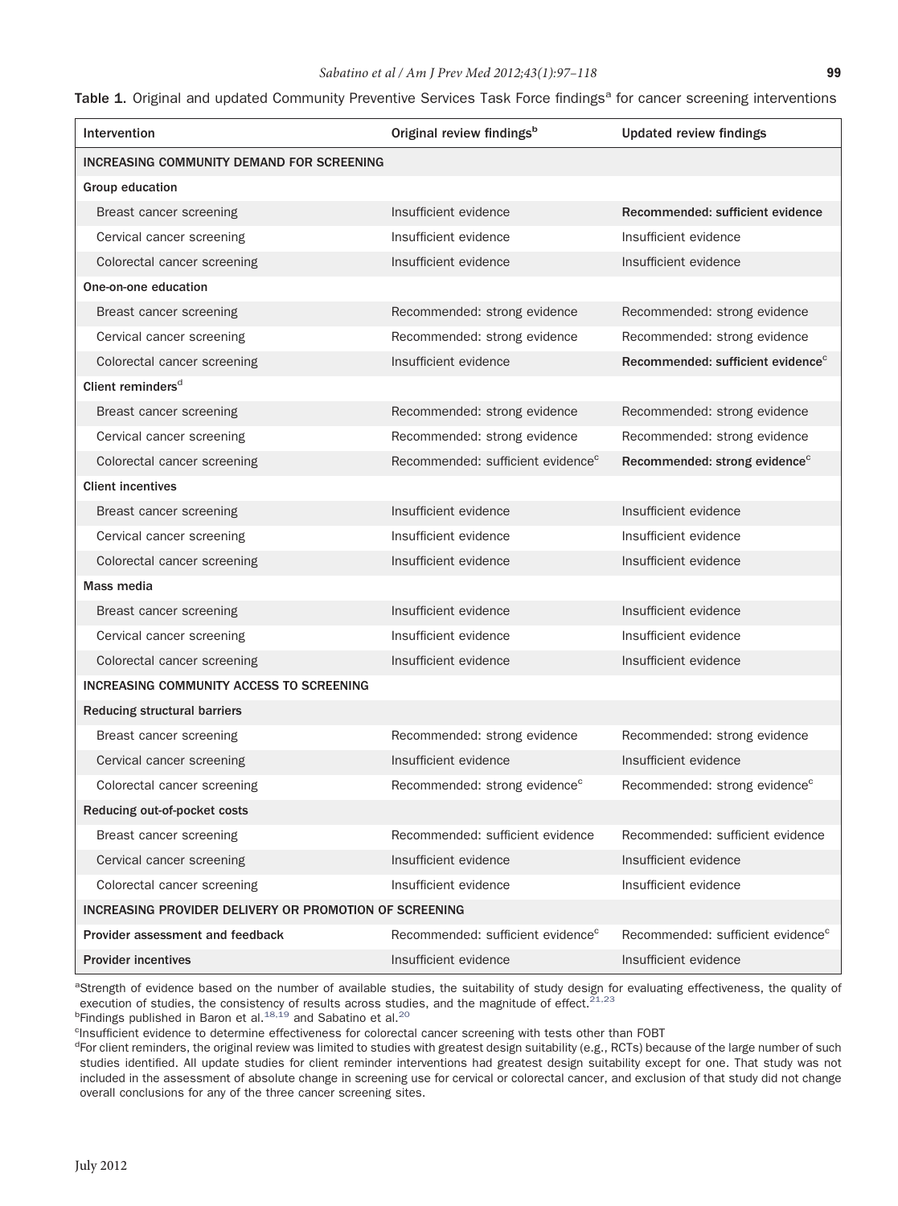**Table 1.** Original and updated Community Preventive Services Task Force findings[a] for cancer screening interventions

| Intervention | Original review findings[b] | Updated review findings |
|---|---|---|
| **INCREASING COMMUNITY DEMAND FOR SCREENING** | | |
| **Group education** | | |
| Breast cancer screening | Insufficient evidence | **Recommended: sufficient evidence** |
| Cervical cancer screening | Insufficient evidence | Insufficient evidence |
| Colorectal cancer screening | Insufficient evidence | Insufficient evidence |
| **One-on-one education** | | |
| Breast cancer screening | Recommended: strong evidence | Recommended: strong evidence |
| Cervical cancer screening | Recommended: strong evidence | Recommended: strong evidence |
| Colorectal cancer screening | Insufficient evidence | **Recommended: sufficient evidence[c]** |
| **Client reminders[d]** | | |
| Breast cancer screening | Recommended: strong evidence | Recommended: strong evidence |
| Cervical cancer screening | Recommended: strong evidence | Recommended: strong evidence |
| Colorectal cancer screening | Recommended: sufficient evidence[c] | **Recommended: strong evidence[c]** |
| **Client incentives** | | |
| Breast cancer screening | Insufficient evidence | Insufficient evidence |
| Cervical cancer screening | Insufficient evidence | Insufficient evidence |
| Colorectal cancer screening | Insufficient evidence | Insufficient evidence |
| **Mass media** | | |
| Breast cancer screening | Insufficient evidence | Insufficient evidence |
| Cervical cancer screening | Insufficient evidence | Insufficient evidence |
| Colorectal cancer screening | Insufficient evidence | Insufficient evidence |
| **INCREASING COMMUNITY ACCESS TO SCREENING** | | |
| **Reducing structural barriers** | | |
| Breast cancer screening | Recommended: strong evidence | Recommended: strong evidence |
| Cervical cancer screening | Insufficient evidence | Insufficient evidence |
| Colorectal cancer screening | Recommended: strong evidence[c] | Recommended: strong evidence[c] |
| **Reducing out-of-pocket costs** | | |
| Breast cancer screening | Recommended: sufficient evidence | Recommended: sufficient evidence |
| Cervical cancer screening | Insufficient evidence | Insufficient evidence |
| Colorectal cancer screening | Insufficient evidence | Insufficient evidence |
| **INCREASING PROVIDER DELIVERY OR PROMOTION OF SCREENING** | | |
| **Provider assessment and feedback** | Recommended: sufficient evidence[c] | Recommended: sufficient evidence[c] |
| **Provider incentives** | Insufficient evidence | Insufficient evidence |

[a]Strength of evidence based on the number of available studies, the suitability of study design for evaluating effectiveness, the quality of execution of studies, the consistency of results across studies, and the magnitude of effect.[21,23]

[b]Findings published in Baron et al.[18,19] and Sabatino et al.[20]

[c]Insufficient evidence to determine effectiveness for colorectal cancer screening with tests other than FOBT

[d]For client reminders, the original review was limited to studies with greatest design suitability (e.g., RCTs) because of the large number of such studies identified. All update studies for client reminder interventions had greatest design suitability except for one. That study was not included in the assessment of absolute change in screening use for cervical or colorectal cancer, and exclusion of that study did not change overall conclusions for any of the three cancer screening sites.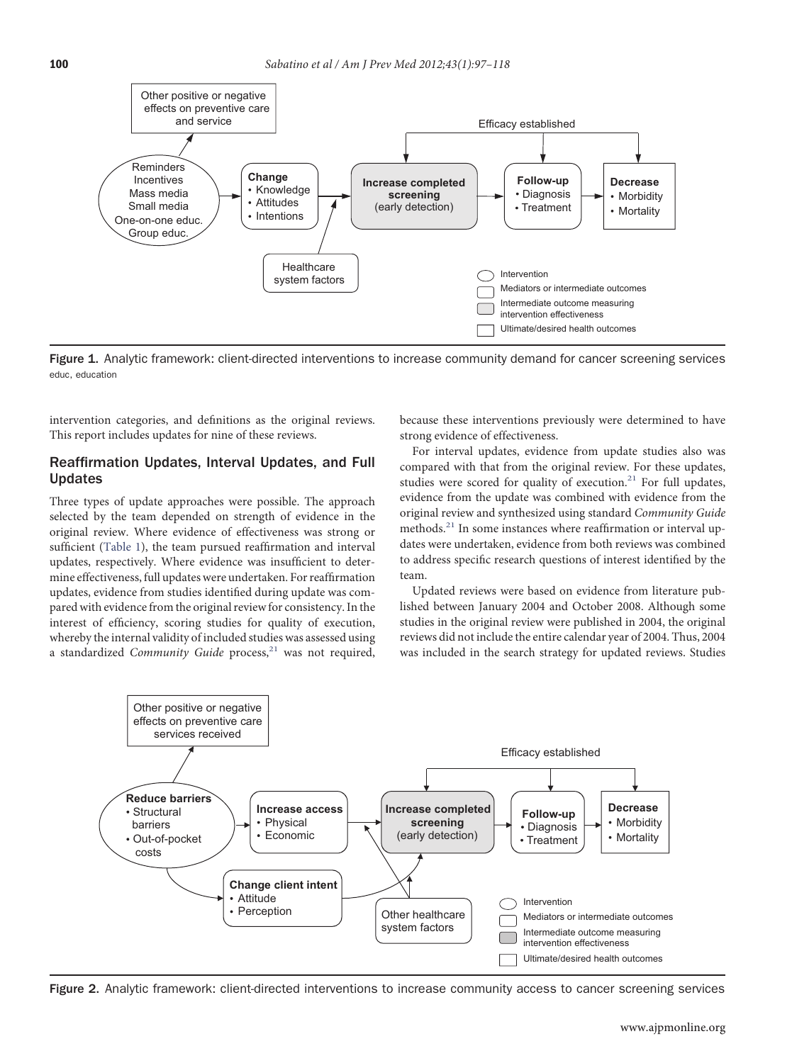Figure 1. Analytic framework: client-directed interventions to increase community demand for cancer screening services
educ, education

intervention categories, and definitions as the original reviews. This report includes updates for nine of these reviews.

## Reaffirmation Updates, Interval Updates, and Full Updates

Three types of update approaches were possible. The approach selected by the team depended on strength of evidence in the original review. Where evidence of effectiveness was strong or sufficient (Table 1), the team pursued reaffirmation and interval updates, respectively. Where evidence was insufficient to determine effectiveness, full updates were undertaken. For reaffirmation updates, evidence from studies identified during update was compared with evidence from the original review for consistency. In the interest of efficiency, scoring studies for quality of execution, whereby the internal validity of included studies was assessed using a standardized *Community Guide* process,[21] was not required, because these interventions previously were determined to have strong evidence of effectiveness.

For interval updates, evidence from update studies also was compared with that from the original review. For these updates, studies were scored for quality of execution.[21] For full updates, evidence from the update was combined with evidence from the original review and synthesized using standard *Community Guide* methods.[21] In some instances where reaffirmation or interval updates were undertaken, evidence from both reviews was combined to address specific research questions of interest identified by the team.

Updated reviews were based on evidence from literature published between January 2004 and October 2008. Although some studies in the original review were published in 2004, the original reviews did not include the entire calendar year of 2004. Thus, 2004 was included in the search strategy for updated reviews. Studies

Figure 2. Analytic framework: client-directed interventions to increase community access to cancer screening services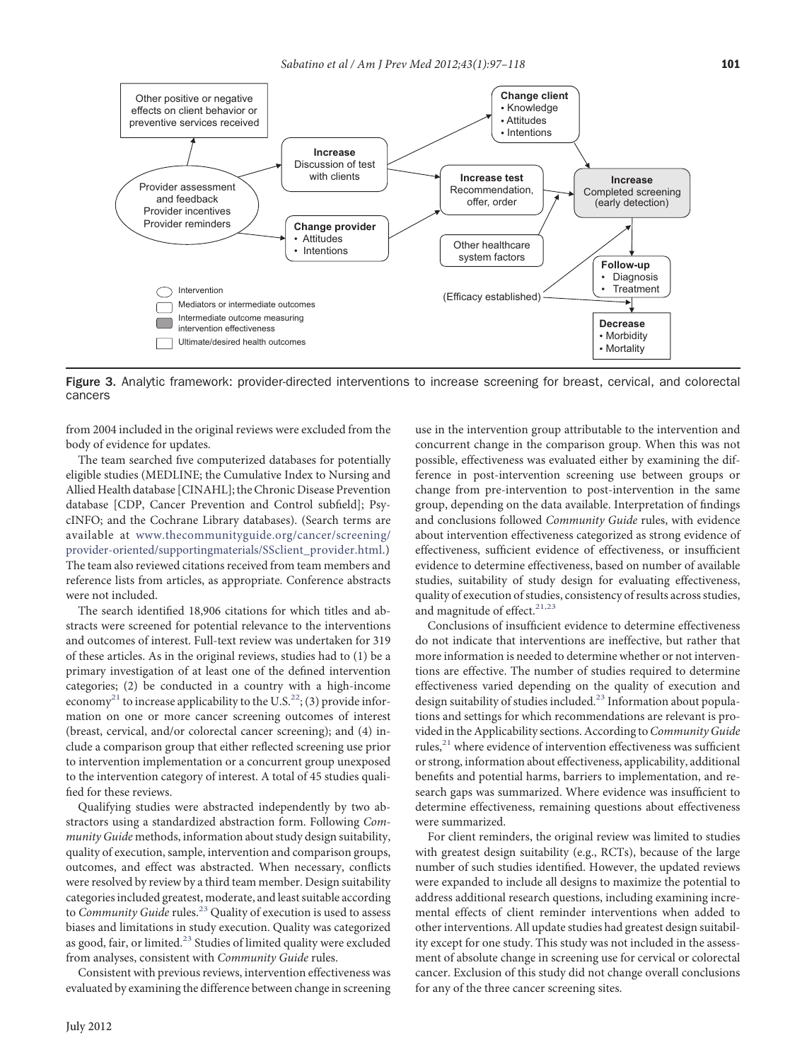Figure 3. Analytic framework: provider-directed interventions to increase screening for breast, cervical, and colorectal cancers

from 2004 included in the original reviews were excluded from the body of evidence for updates.

The team searched five computerized databases for potentially eligible studies (MEDLINE; the Cumulative Index to Nursing and Allied Health database [CINAHL]; the Chronic Disease Prevention database [CDP, Cancer Prevention and Control subfield]; PsycINFO; and the Cochrane Library databases). (Search terms are available at www.thecommunityguide.org/cancer/screening/provider-oriented/supportingmaterials/SSclient_provider.html.) The team also reviewed citations received from team members and reference lists from articles, as appropriate. Conference abstracts were not included.

The search identified 18,906 citations for which titles and abstracts were screened for potential relevance to the interventions and outcomes of interest. Full-text review was undertaken for 319 of these articles. As in the original reviews, studies had to (1) be a primary investigation of at least one of the defined intervention categories; (2) be conducted in a country with a high-income economy[21] to increase applicability to the U.S.[22]; (3) provide information on one or more cancer screening outcomes of interest (breast, cervical, and/or colorectal cancer screening); and (4) include a comparison group that either reflected screening use prior to intervention implementation or a concurrent group unexposed to the intervention category of interest. A total of 45 studies qualified for these reviews.

Qualifying studies were abstracted independently by two abstractors using a standardized abstraction form. Following *Community Guide* methods, information about study design suitability, quality of execution, sample, intervention and comparison groups, outcomes, and effect was abstracted. When necessary, conflicts were resolved by review by a third team member. Design suitability categories included greatest, moderate, and least suitable according to *Community Guide* rules.[23] Quality of execution is used to assess biases and limitations in study execution. Quality was categorized as good, fair, or limited.[23] Studies of limited quality were excluded from analyses, consistent with *Community Guide* rules.

Consistent with previous reviews, intervention effectiveness was evaluated by examining the difference between change in screening use in the intervention group attributable to the intervention and concurrent change in the comparison group. When this was not possible, effectiveness was evaluated either by examining the difference in post-intervention screening use between groups or change from pre-intervention to post-intervention in the same group, depending on the data available. Interpretation of findings and conclusions followed *Community Guide* rules, with evidence about intervention effectiveness categorized as strong evidence of effectiveness, sufficient evidence of effectiveness, or insufficient evidence to determine effectiveness, based on number of available studies, suitability of study design for evaluating effectiveness, quality of execution of studies, consistency of results across studies, and magnitude of effect.[21,23]

Conclusions of insufficient evidence to determine effectiveness do not indicate that interventions are ineffective, but rather that more information is needed to determine whether or not interventions are effective. The number of studies required to determine effectiveness varied depending on the quality of execution and design suitability of studies included.[23] Information about populations and settings for which recommendations are relevant is provided in the Applicability sections. According to *Community Guide* rules,[21] where evidence of intervention effectiveness was sufficient or strong, information about effectiveness, applicability, additional benefits and potential harms, barriers to implementation, and research gaps was summarized. Where evidence was insufficient to determine effectiveness, remaining questions about effectiveness were summarized.

For client reminders, the original review was limited to studies with greatest design suitability (e.g., RCTs), because of the large number of such studies identified. However, the updated reviews were expanded to include all designs to maximize the potential to address additional research questions, including examining incremental effects of client reminder interventions when added to other interventions. All update studies had greatest design suitability except for one study. This study was not included in the assessment of absolute change in screening use for cervical or colorectal cancer. Exclusion of this study did not change overall conclusions for any of the three cancer screening sites.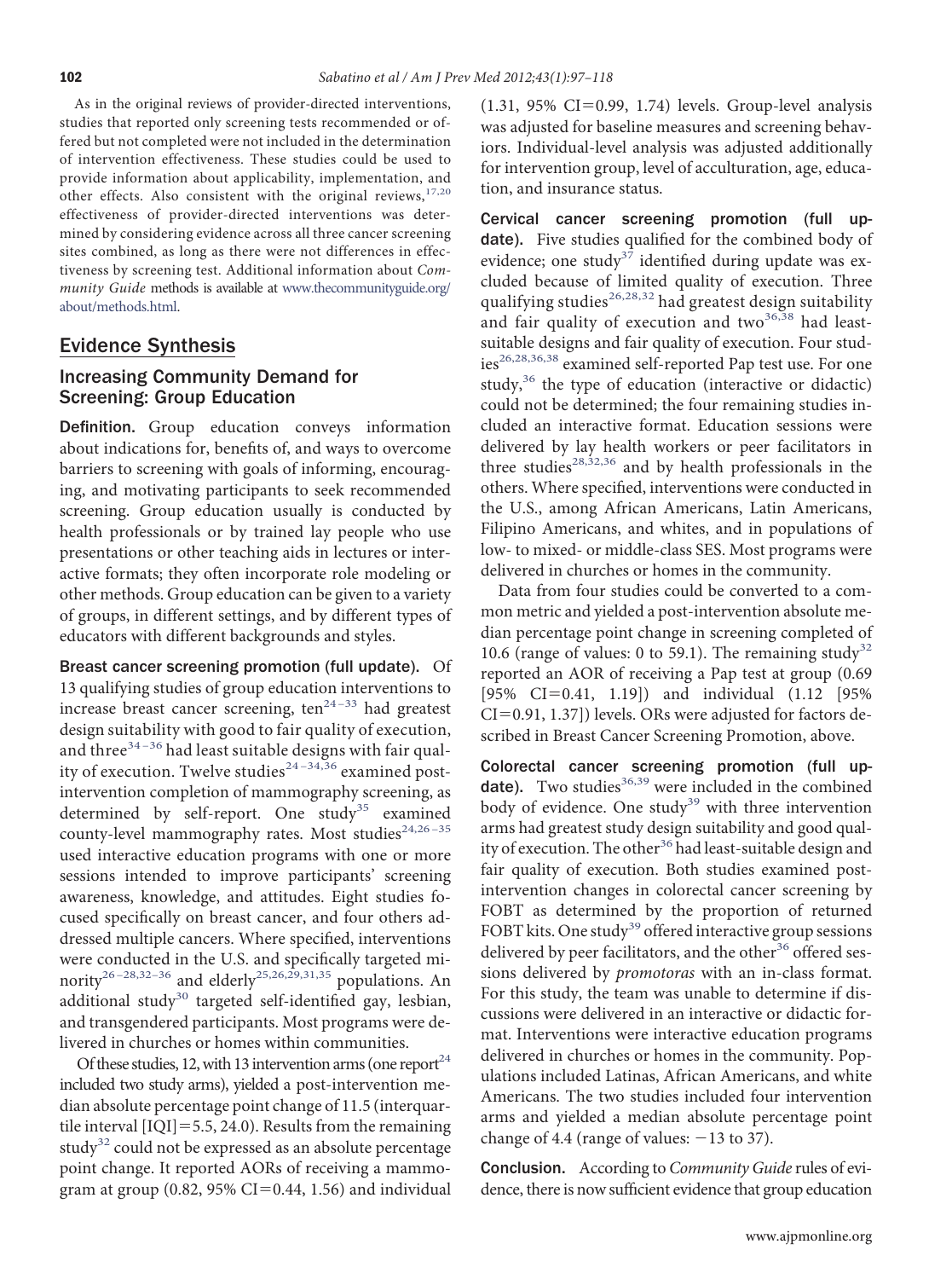As in the original reviews of provider-directed interventions, studies that reported only screening tests recommended or offered but not completed were not included in the determination of intervention effectiveness. These studies could be used to provide information about applicability, implementation, and other effects. Also consistent with the original reviews,[17,20] effectiveness of provider-directed interventions was determined by considering evidence across all three cancer screening sites combined, as long as there were not differences in effectiveness by screening test. Additional information about *Community Guide* methods is available at www.thecommunityguide.org/about/methods.html.

## Evidence Synthesis

### Increasing Community Demand for Screening: Group Education

**Definition.** Group education conveys information about indications for, benefits of, and ways to overcome barriers to screening with goals of informing, encouraging, and motivating participants to seek recommended screening. Group education usually is conducted by health professionals or by trained lay people who use presentations or other teaching aids in lectures or interactive formats; they often incorporate role modeling or other methods. Group education can be given to a variety of groups, in different settings, and by different types of educators with different backgrounds and styles.

**Breast cancer screening promotion (full update).** Of 13 qualifying studies of group education interventions to increase breast cancer screening, ten[24–33] had greatest design suitability with good to fair quality of execution, and three[34–36] had least suitable designs with fair quality of execution. Twelve studies[24–34,36] examined post-intervention completion of mammography screening, as determined by self-report. One study[35] examined county-level mammography rates. Most studies[24,26–35] used interactive education programs with one or more sessions intended to improve participants' screening awareness, knowledge, and attitudes. Eight studies focused specifically on breast cancer, and four others addressed multiple cancers. Where specified, interventions were conducted in the U.S. and specifically targeted minority[26–28,32–36] and elderly[25,26,29,31,35] populations. An additional study[30] targeted self-identified gay, lesbian, and transgendered participants. Most programs were delivered in churches or homes within communities.

Of these studies, 12, with 13 intervention arms (one report[24] included two study arms), yielded a post-intervention median absolute percentage point change of 11.5 (interquartile interval [IQI]=5.5, 24.0). Results from the remaining study[32] could not be expressed as an absolute percentage point change. It reported AORs of receiving a mammogram at group (0.82, 95% CI=0.44, 1.56) and individual (1.31, 95% CI=0.99, 1.74) levels. Group-level analysis was adjusted for baseline measures and screening behaviors. Individual-level analysis was adjusted additionally for intervention group, level of acculturation, age, education, and insurance status.

**Cervical cancer screening promotion (full update).** Five studies qualified for the combined body of evidence; one study[37] identified during update was excluded because of limited quality of execution. Three qualifying studies[26,28,32] had greatest design suitability and fair quality of execution and two[36,38] had least-suitable designs and fair quality of execution. Four studies[26,28,36,38] examined self-reported Pap test use. For one study,[36] the type of education (interactive or didactic) could not be determined; the four remaining studies included an interactive format. Education sessions were delivered by lay health workers or peer facilitators in three studies[28,32,36] and by health professionals in the others. Where specified, interventions were conducted in the U.S., among African Americans, Latin Americans, Filipino Americans, and whites, and in populations of low- to mixed- or middle-class SES. Most programs were delivered in churches or homes in the community.

Data from four studies could be converted to a common metric and yielded a post-intervention absolute median percentage point change in screening completed of 10.6 (range of values: 0 to 59.1). The remaining study[32] reported an AOR of receiving a Pap test at group (0.69 [95% CI=0.41, 1.19]) and individual (1.12 [95% CI=0.91, 1.37]) levels. ORs were adjusted for factors described in Breast Cancer Screening Promotion, above.

**Colorectal cancer screening promotion (full update).** Two studies[36,39] were included in the combined body of evidence. One study[39] with three intervention arms had greatest study design suitability and good quality of execution. The other[36] had least-suitable design and fair quality of execution. Both studies examined post-intervention changes in colorectal cancer screening by FOBT as determined by the proportion of returned FOBT kits. One study[39] offered interactive group sessions delivered by peer facilitators, and the other[36] offered sessions delivered by *promotoras* with an in-class format. For this study, the team was unable to determine if discussions were delivered in an interactive or didactic format. Interventions were interactive education programs delivered in churches or homes in the community. Populations included Latinas, African Americans, and white Americans. The two studies included four intervention arms and yielded a median absolute percentage point change of 4.4 (range of values: −13 to 37).

**Conclusion.** According to *Community Guide* rules of evidence, there is now sufficient evidence that group education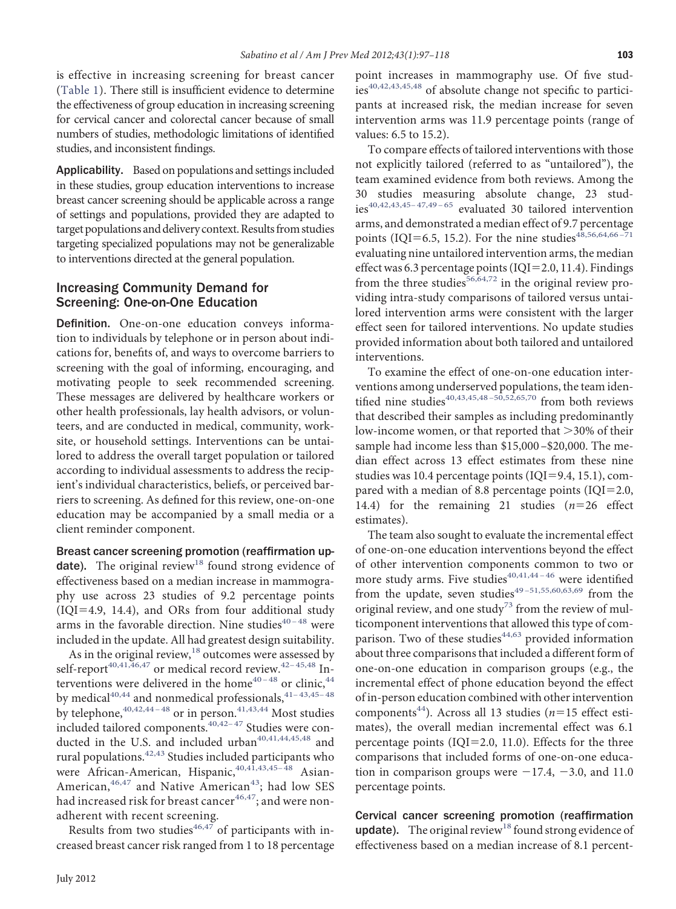is effective in increasing screening for breast cancer (Table 1). There still is insufficient evidence to determine the effectiveness of group education in increasing screening for cervical cancer and colorectal cancer because of small numbers of studies, methodologic limitations of identified studies, and inconsistent findings.

**Applicability.** Based on populations and settings included in these studies, group education interventions to increase breast cancer screening should be applicable across a range of settings and populations, provided they are adapted to target populations and delivery context. Results from studies targeting specialized populations may not be generalizable to interventions directed at the general population.

## Increasing Community Demand for Screening: One-on-One Education

**Definition.** One-on-one education conveys information to individuals by telephone or in person about indications for, benefits of, and ways to overcome barriers to screening with the goal of informing, encouraging, and motivating people to seek recommended screening. These messages are delivered by healthcare workers or other health professionals, lay health advisors, or volunteers, and are conducted in medical, community, worksite, or household settings. Interventions can be untailored to address the overall target population or tailored according to individual assessments to address the recipient's individual characteristics, beliefs, or perceived barriers to screening. As defined for this review, one-on-one education may be accompanied by a small media or a client reminder component.

**Breast cancer screening promotion (reaffirmation update).** The original review[18] found strong evidence of effectiveness based on a median increase in mammography use across 23 studies of 9.2 percentage points (IQR=4.9, 14.4), and ORs from four additional study arms in the favorable direction. Nine studies[40–48] were included in the update. All had greatest design suitability.

As in the original review,[18] outcomes were assessed by self-report[40,41,46,47] or medical record review.[42–45,48] Interventions were delivered in the home[40–48] or clinic,[44] by medical[40,44] and nonmedical professionals,[41–43,45–48] by telephone,[40,42,44–48] or in person.[41,43,44] Most studies included tailored components.[40,42–47] Studies were conducted in the U.S. and included urban[40,41,44,45,48] and rural populations.[42,43] Studies included participants who were African-American, Hispanic,[40,41,43,45–48] Asian-American,[46,47] and Native American[43]; had low SES had increased risk for breast cancer[46,47]; and were nonadherent with recent screening.

Results from two studies[46,47] of participants with increased breast cancer risk ranged from 1 to 18 percentage point increases in mammography use. Of five studies[40,42,43,45,48] of absolute change not specific to participants at increased risk, the median increase for seven intervention arms was 11.9 percentage points (range of values: 6.5 to 15.2).

To compare effects of tailored interventions with those not explicitly tailored (referred to as "untailored"), the team examined evidence from both reviews. Among the 30 studies measuring absolute change, 23 studies[40,42,43,45–47,49–65] evaluated 30 tailored intervention arms, and demonstrated a median effect of 9.7 percentage points (IQR=6.5, 15.2). For the nine studies[48,56,64,66–71] evaluating nine untailored intervention arms, the median effect was 6.3 percentage points (IQR=2.0, 11.4). Findings from the three studies[56,64,72] in the original review providing intra-study comparisons of tailored versus untailored intervention arms were consistent with the larger effect seen for tailored interventions. No update studies provided information about both tailored and untailored interventions.

To examine the effect of one-on-one education interventions among underserved populations, the team identified nine studies[40,43,45,48–50,52,65,70] from both reviews that described their samples as including predominantly low-income women, or that reported that >30% of their sample had income less than \$15,000–\$20,000. The median effect across 13 effect estimates from these nine studies was 10.4 percentage points (IQR=9.4, 15.1), compared with a median of 8.8 percentage points (IQR=2.0, 14.4) for the remaining 21 studies ($n$=26 effect estimates).

The team also sought to evaluate the incremental effect of one-on-one education interventions beyond the effect of other intervention components common to two or more study arms. Five studies[40,41,44–46] were identified from the update, seven studies[49–51,55,60,63,69] from the original review, and one study[73] from the review of multicomponent interventions that allowed this type of comparison. Two of these studies[44,63] provided information about three comparisons that included a different form of one-on-one education in comparison groups (e.g., the incremental effect of phone education beyond the effect of in-person education combined with other intervention components[44]). Across all 13 studies ($n$=15 effect estimates), the overall median incremental effect was 6.1 percentage points (IQR=2.0, 11.0). Effects for the three comparisons that included forms of one-on-one education in comparison groups were −17.4, −3.0, and 11.0 percentage points.

**Cervical cancer screening promotion (reaffirmation update).** The original review[18] found strong evidence of effectiveness based on a median increase of 8.1 percent-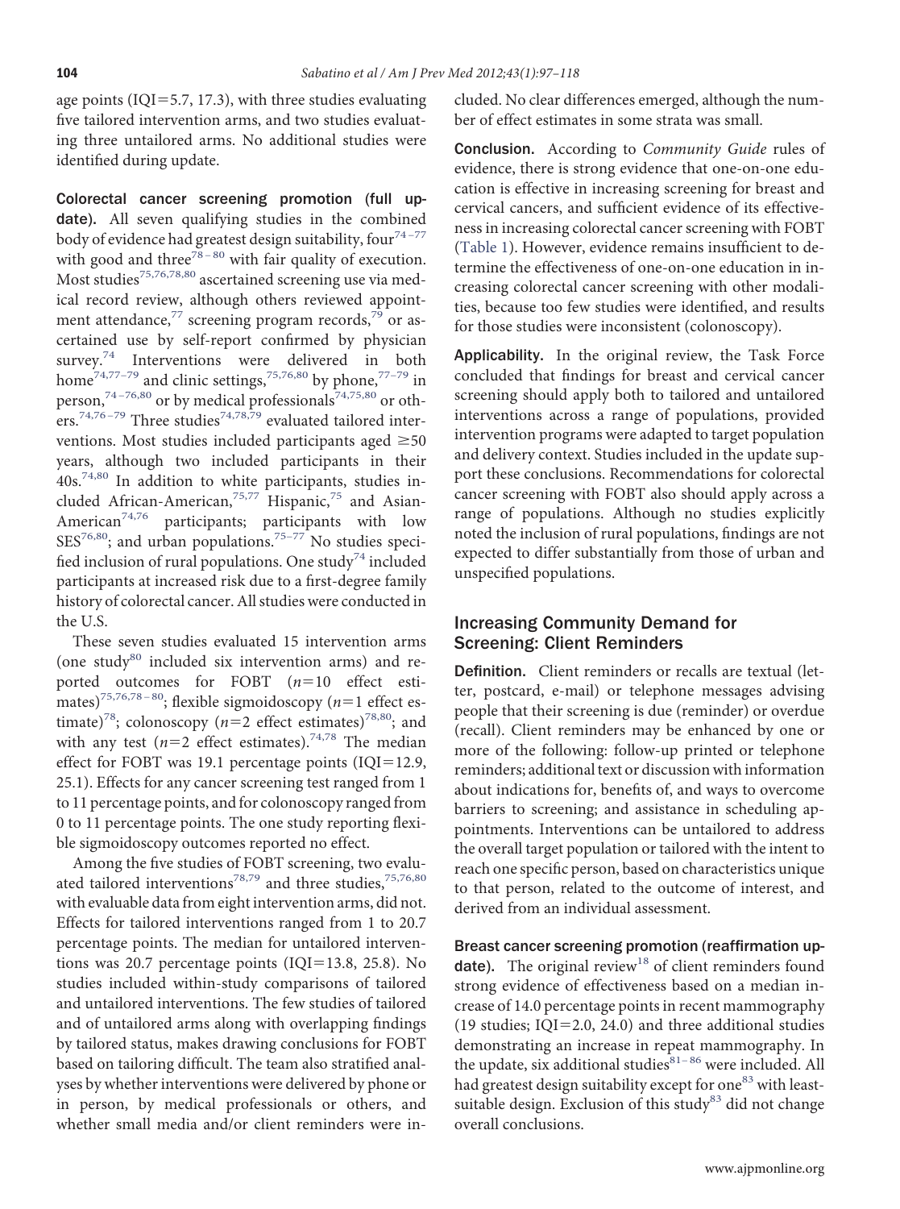age points (IQI=5.7, 17.3), with three studies evaluating five tailored intervention arms, and two studies evaluating three untailored arms. No additional studies were identified during update.

**Colorectal cancer screening promotion (full update).** All seven qualifying studies in the combined body of evidence had greatest design suitability, four[74–77] with good and three[78–80] with fair quality of execution. Most studies[75,76,78,80] ascertained screening use via medical record review, although others reviewed appointment attendance,[77] screening program records,[79] or ascertained use by self-report confirmed by physician survey.[74] Interventions were delivered in both home[74,77–79] and clinic settings,[75,76,80] by phone,[77–79] in person,[74–76,80] or by medical professionals[74,75,80] or others.[74,76–79] Three studies[74,78,79] evaluated tailored interventions. Most studies included participants aged ≥50 years, although two included participants in their 40s.[74,80] In addition to white participants, studies included African-American,[75,77] Hispanic,[75] and Asian-American[74,76] participants; participants with low SES[76,80]; and urban populations.[75–77] No studies specified inclusion of rural populations. One study[74] included participants at increased risk due to a first-degree family history of colorectal cancer. All studies were conducted in the U.S.

These seven studies evaluated 15 intervention arms (one study[80] included six intervention arms) and reported outcomes for FOBT ($n$=10 effect estimates)[75,76,78–80]; flexible sigmoidoscopy ($n$=1 effect estimate)[78]; colonoscopy ($n$=2 effect estimates)[78,80]; and with any test ($n$=2 effect estimates).[74,78] The median effect for FOBT was 19.1 percentage points (IQI=12.9, 25.1). Effects for any cancer screening test ranged from 1 to 11 percentage points, and for colonoscopy ranged from 0 to 11 percentage points. The one study reporting flexible sigmoidoscopy outcomes reported no effect.

Among the five studies of FOBT screening, two evaluated tailored interventions[78,79] and three studies,[75,76,80] with evaluable data from eight intervention arms, did not. Effects for tailored interventions ranged from 1 to 20.7 percentage points. The median for untailored interventions was 20.7 percentage points (IQI=13.8, 25.8). No studies included within-study comparisons of tailored and untailored interventions. The few studies of tailored and of untailored arms along with overlapping findings by tailored status, makes drawing conclusions for FOBT based on tailoring difficult. The team also stratified analyses by whether interventions were delivered by phone or in person, by medical professionals or others, and whether small media and/or client reminders were included. No clear differences emerged, although the number of effect estimates in some strata was small.

**Conclusion.** According to *Community Guide* rules of evidence, there is strong evidence that one-on-one education is effective in increasing screening for breast and cervical cancers, and sufficient evidence of its effectiveness in increasing colorectal cancer screening with FOBT (Table 1). However, evidence remains insufficient to determine the effectiveness of one-on-one education in increasing colorectal cancer screening with other modalities, because too few studies were identified, and results for those studies were inconsistent (colonoscopy).

**Applicability.** In the original review, the Task Force concluded that findings for breast and cervical cancer screening should apply both to tailored and untailored interventions across a range of populations, provided intervention programs were adapted to target population and delivery context. Studies included in the update support these conclusions. Recommendations for colorectal cancer screening with FOBT also should apply across a range of populations. Although no studies explicitly noted the inclusion of rural populations, findings are not expected to differ substantially from those of urban and unspecified populations.

## Increasing Community Demand for Screening: Client Reminders

**Definition.** Client reminders or recalls are textual (letter, postcard, e-mail) or telephone messages advising people that their screening is due (reminder) or overdue (recall). Client reminders may be enhanced by one or more of the following: follow-up printed or telephone reminders; additional text or discussion with information about indications for, benefits of, and ways to overcome barriers to screening; and assistance in scheduling appointments. Interventions can be untailored to address the overall target population or tailored with the intent to reach one specific person, based on characteristics unique to that person, related to the outcome of interest, and derived from an individual assessment.

**Breast cancer screening promotion (reaffirmation update).** The original review[18] of client reminders found strong evidence of effectiveness based on a median increase of 14.0 percentage points in recent mammography (19 studies; IQI=2.0, 24.0) and three additional studies demonstrating an increase in repeat mammography. In the update, six additional studies[81–86] were included. All had greatest design suitability except for one[83] with least-suitable design. Exclusion of this study[83] did not change overall conclusions.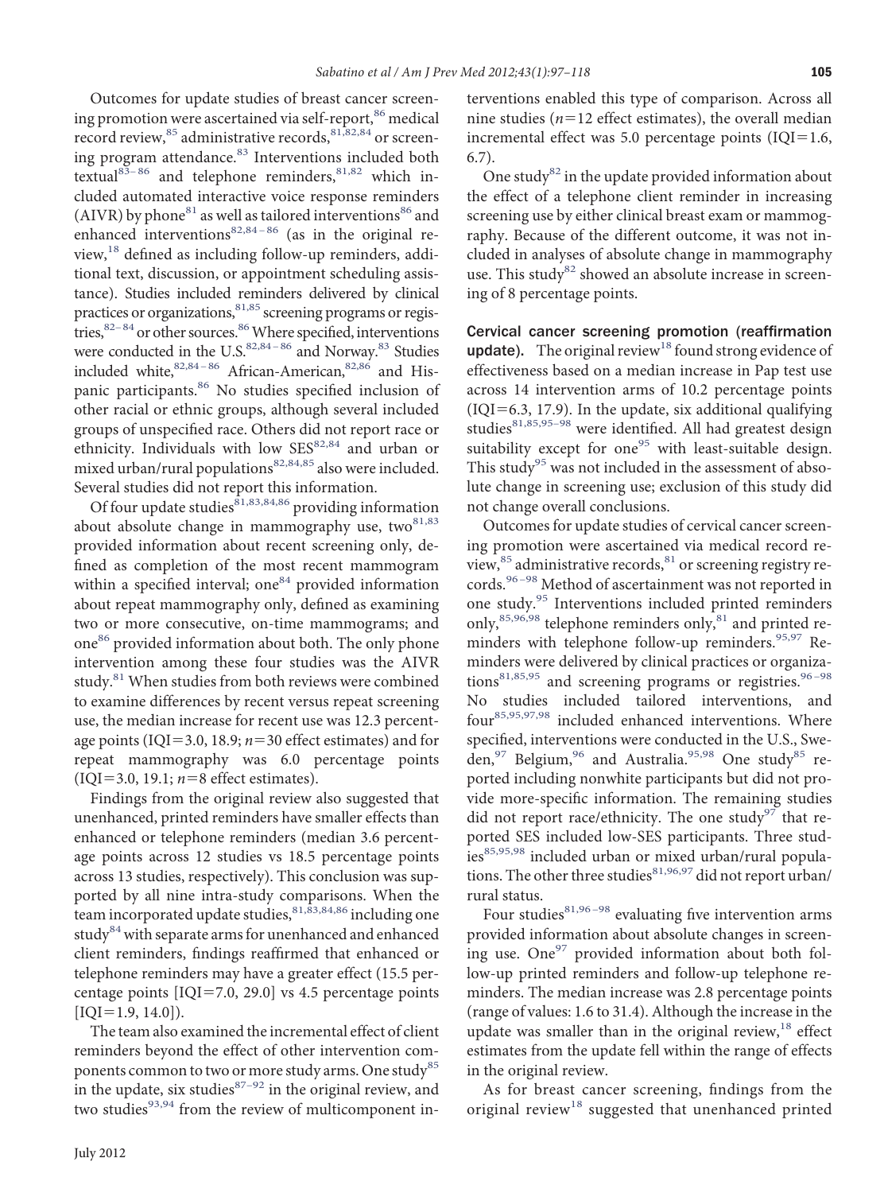Outcomes for update studies of breast cancer screening promotion were ascertained via self-report,[86] medical record review,[85] administrative records,[81,82,84] or screening program attendance.[83] Interventions included both textual[83–86] and telephone reminders,[81,82] which included automated interactive voice response reminders (AIVR) by phone[81] as well as tailored interventions[86] and enhanced interventions[82,84–86] (as in the original review,[18] defined as including follow-up reminders, additional text, discussion, or appointment scheduling assistance). Studies included reminders delivered by clinical practices or organizations,[81,85] screening programs or registries,[82–84] or other sources.[86] Where specified, interventions were conducted in the U.S.[82,84–86] and Norway.[83] Studies included white,[82,84–86] African-American,[82,86] and Hispanic participants.[86] No studies specified inclusion of other racial or ethnic groups, although several included groups of unspecified race. Others did not report race or ethnicity. Individuals with low SES[82,84] and urban or mixed urban/rural populations[82,84,85] also were included. Several studies did not report this information.

Of four update studies[81,83,84,86] providing information about absolute change in mammography use, two[81,83] provided information about recent screening only, defined as completion of the most recent mammogram within a specified interval; one[84] provided information about repeat mammography only, defined as examining two or more consecutive, on-time mammograms; and one[86] provided information about both. The only phone intervention among these four studies was the AIVR study.[81] When studies from both reviews were combined to examine differences by recent versus repeat screening use, the median increase for recent use was 12.3 percentage points (IQI=3.0, 18.9; $n$=30 effect estimates) and for repeat mammography was 6.0 percentage points (IQI=3.0, 19.1; $n$=8 effect estimates).

Findings from the original review also suggested that unenhanced, printed reminders have smaller effects than enhanced or telephone reminders (median 3.6 percentage points across 12 studies vs 18.5 percentage points across 13 studies, respectively). This conclusion was supported by all nine intra-study comparisons. When the team incorporated update studies,[81,83,84,86] including one study[84] with separate arms for unenhanced and enhanced client reminders, findings reaffirmed that enhanced or telephone reminders may have a greater effect (15.5 percentage points [IQI=7.0, 29.0] vs 4.5 percentage points [IQI=1.9, 14.0]).

The team also examined the incremental effect of client reminders beyond the effect of other intervention components common to two or more study arms. One study[85] in the update, six studies[87–92] in the original review, and two studies[93,94] from the review of multicomponent interventions enabled this type of comparison. Across all nine studies ($n$=12 effect estimates), the overall median incremental effect was 5.0 percentage points (IQI=1.6, 6.7).

One study[82] in the update provided information about the effect of a telephone client reminder in increasing screening use by either clinical breast exam or mammography. Because of the different outcome, it was not included in analyses of absolute change in mammography use. This study[82] showed an absolute increase in screening of 8 percentage points.

**Cervical cancer screening promotion (reaffirmation update).** The original review[18] found strong evidence of effectiveness based on a median increase in Pap test use across 14 intervention arms of 10.2 percentage points (IQI=6.3, 17.9). In the update, six additional qualifying studies[81,85,95–98] were identified. All had greatest design suitability except for one[95] with least-suitable design. This study[95] was not included in the assessment of absolute change in screening use; exclusion of this study did not change overall conclusions.

Outcomes for update studies of cervical cancer screening promotion were ascertained via medical record review,[85] administrative records,[81] or screening registry records.[96–98] Method of ascertainment was not reported in one study.[95] Interventions included printed reminders only,[85,96,98] telephone reminders only,[81] and printed reminders with telephone follow-up reminders.[95,97] Reminders were delivered by clinical practices or organizations[81,85,95] and screening programs or registries.[96–98] No studies included tailored interventions, and four[85,95,97,98] included enhanced interventions. Where specified, interventions were conducted in the U.S., Sweden,[97] Belgium,[96] and Australia.[95,98] One study[85] reported including nonwhite participants but did not provide more-specific information. The remaining studies did not report race/ethnicity. The one study[97] that reported SES included low-SES participants. Three studies[85,95,98] included urban or mixed urban/rural populations. The other three studies[81,96,97] did not report urban/rural status.

Four studies[81,96–98] evaluating five intervention arms provided information about absolute changes in screening use. One[97] provided information about both follow-up printed reminders and follow-up telephone reminders. The median increase was 2.8 percentage points (range of values: 1.6 to 31.4). Although the increase in the update was smaller than in the original review,[18] effect estimates from the update fell within the range of effects in the original review.

As for breast cancer screening, findings from the original review[18] suggested that unenhanced printed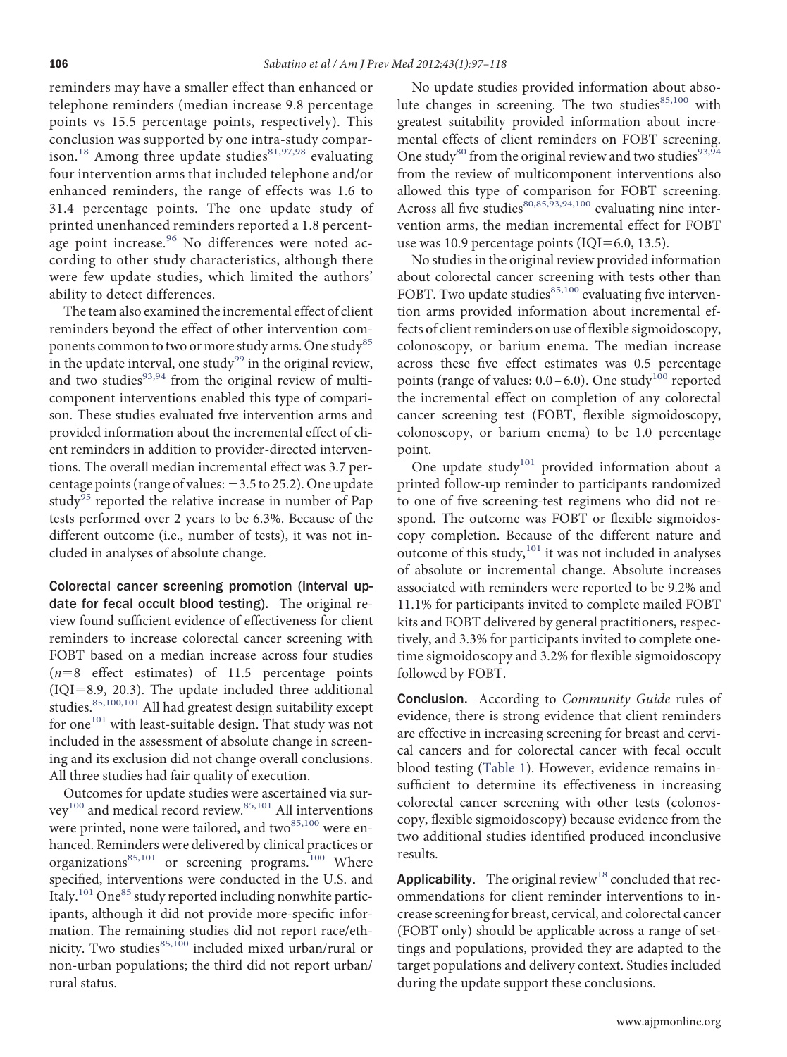reminders may have a smaller effect than enhanced or telephone reminders (median increase 9.8 percentage points vs 15.5 percentage points, respectively). This conclusion was supported by one intra-study comparison.[18] Among three update studies[81,97,98] evaluating four intervention arms that included telephone and/or enhanced reminders, the range of effects was 1.6 to 31.4 percentage points. The one update study of printed unenhanced reminders reported a 1.8 percentage point increase.[96] No differences were noted according to other study characteristics, although there were few update studies, which limited the authors' ability to detect differences.

The team also examined the incremental effect of client reminders beyond the effect of other intervention components common to two or more study arms. One study[85] in the update interval, one study[99] in the original review, and two studies[93,94] from the original review of multicomponent interventions enabled this type of comparison. These studies evaluated five intervention arms and provided information about the incremental effect of client reminders in addition to provider-directed interventions. The overall median incremental effect was 3.7 percentage points (range of values: −3.5 to 25.2). One update study[95] reported the relative increase in number of Pap tests performed over 2 years to be 6.3%. Because of the different outcome (i.e., number of tests), it was not included in analyses of absolute change.

**Colorectal cancer screening promotion (interval update for fecal occult blood testing).** The original review found sufficient evidence of effectiveness for client reminders to increase colorectal cancer screening with FOBT based on a median increase across four studies ($n$=8 effect estimates) of 11.5 percentage points (IQI=8.9, 20.3). The update included three additional studies.[85,100,101] All had greatest design suitability except for one[101] with least-suitable design. That study was not included in the assessment of absolute change in screening and its exclusion did not change overall conclusions. All three studies had fair quality of execution.

Outcomes for update studies were ascertained via survey[100] and medical record review.[85,101] All interventions were printed, none were tailored, and two[85,100] were enhanced. Reminders were delivered by clinical practices or organizations[85,101] or screening programs.[100] Where specified, interventions were conducted in the U.S. and Italy.[101] One[85] study reported including nonwhite participants, although it did not provide more-specific information. The remaining studies did not report race/ethnicity. Two studies[85,100] included mixed urban/rural or non-urban populations; the third did not report urban/rural status.

No update studies provided information about absolute changes in screening. The two studies[85,100] with greatest suitability provided information about incremental effects of client reminders on FOBT screening. One study[80] from the original review and two studies[93,94] from the review of multicomponent interventions also allowed this type of comparison for FOBT screening. Across all five studies[80,85,93,94,100] evaluating nine intervention arms, the median incremental effect for FOBT use was 10.9 percentage points (IQI=6.0, 13.5).

No studies in the original review provided information about colorectal cancer screening with tests other than FOBT. Two update studies[85,100] evaluating five intervention arms provided information about incremental effects of client reminders on use of flexible sigmoidoscopy, colonoscopy, or barium enema. The median increase across these five effect estimates was 0.5 percentage points (range of values: 0.0–6.0). One study[100] reported the incremental effect on completion of any colorectal cancer screening test (FOBT, flexible sigmoidoscopy, colonoscopy, or barium enema) to be 1.0 percentage point.

One update study[101] provided information about a printed follow-up reminder to participants randomized to one of five screening-test regimens who did not respond. The outcome was FOBT or flexible sigmoidoscopy completion. Because of the different nature and outcome of this study,[101] it was not included in analyses of absolute or incremental change. Absolute increases associated with reminders were reported to be 9.2% and 11.1% for participants invited to complete mailed FOBT kits and FOBT delivered by general practitioners, respectively, and 3.3% for participants invited to complete one-time sigmoidoscopy and 3.2% for flexible sigmoidoscopy followed by FOBT.

**Conclusion.** According to *Community Guide* rules of evidence, there is strong evidence that client reminders are effective in increasing screening for breast and cervical cancers and for colorectal cancer with fecal occult blood testing (Table 1). However, evidence remains insufficient to determine its effectiveness in increasing colorectal cancer screening with other tests (colonoscopy, flexible sigmoidoscopy) because evidence from the two additional studies identified produced inconclusive results.

**Applicability.** The original review[18] concluded that recommendations for client reminder interventions to increase screening for breast, cervical, and colorectal cancer (FOBT only) should be applicable across a range of settings and populations, provided they are adapted to the target populations and delivery context. Studies included during the update support these conclusions.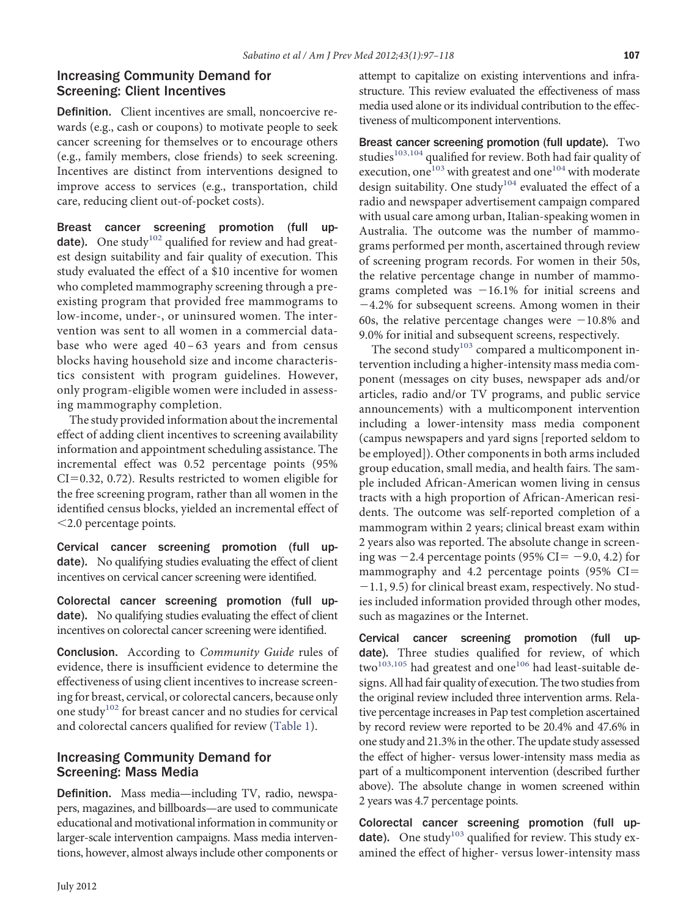## Increasing Community Demand for Screening: Client Incentives

**Definition.** Client incentives are small, noncoercive rewards (e.g., cash or coupons) to motivate people to seek cancer screening for themselves or to encourage others (e.g., family members, close friends) to seek screening. Incentives are distinct from interventions designed to improve access to services (e.g., transportation, child care, reducing client out-of-pocket costs).

**Breast cancer screening promotion (full update).** One study[102] qualified for review and had greatest design suitability and fair quality of execution. This study evaluated the effect of a $10 incentive for women who completed mammography screening through a preexisting program that provided free mammograms to low-income, under-, or uninsured women. The intervention was sent to all women in a commercial database who were aged 40–63 years and from census blocks having household size and income characteristics consistent with program guidelines. However, only program-eligible women were included in assessing mammography completion.

The study provided information about the incremental effect of adding client incentives to screening availability information and appointment scheduling assistance. The incremental effect was 0.52 percentage points (95% CI=0.32, 0.72). Results restricted to women eligible for the free screening program, rather than all women in the identified census blocks, yielded an incremental effect of <2.0 percentage points.

**Cervical cancer screening promotion (full update).** No qualifying studies evaluating the effect of client incentives on cervical cancer screening were identified.

**Colorectal cancer screening promotion (full update).** No qualifying studies evaluating the effect of client incentives on colorectal cancer screening were identified.

**Conclusion.** According to *Community Guide* rules of evidence, there is insufficient evidence to determine the effectiveness of using client incentives to increase screening for breast, cervical, or colorectal cancers, because only one study[102] for breast cancer and no studies for cervical and colorectal cancers qualified for review (Table 1).

## Increasing Community Demand for Screening: Mass Media

**Definition.** Mass media—including TV, radio, newspapers, magazines, and billboards—are used to communicate educational and motivational information in community or larger-scale intervention campaigns. Mass media interventions, however, almost always include other components or attempt to capitalize on existing interventions and infrastructure. This review evaluated the effectiveness of mass media used alone or its individual contribution to the effectiveness of multicomponent interventions.

**Breast cancer screening promotion (full update).** Two studies[103,104] qualified for review. Both had fair quality of execution, one[103] with greatest and one[104] with moderate design suitability. One study[104] evaluated the effect of a radio and newspaper advertisement campaign compared with usual care among urban, Italian-speaking women in Australia. The outcome was the number of mammograms performed per month, ascertained through review of screening program records. For women in their 50s, the relative percentage change in number of mammograms completed was −16.1% for initial screens and −4.2% for subsequent screens. Among women in their 60s, the relative percentage changes were −10.8% and 9.0% for initial and subsequent screens, respectively.

The second study[103] compared a multicomponent intervention including a higher-intensity mass media component (messages on city buses, newspaper ads and/or articles, radio and/or TV programs, and public service announcements) with a multicomponent intervention including a lower-intensity mass media component (campus newspapers and yard signs [reported seldom to be employed]). Other components in both arms included group education, small media, and health fairs. The sample included African-American women living in census tracts with a high proportion of African-American residents. The outcome was self-reported completion of a mammogram within 2 years; clinical breast exam within 2 years also was reported. The absolute change in screening was −2.4 percentage points (95% CI= −9.0, 4.2) for mammography and 4.2 percentage points (95% CI= −1.1, 9.5) for clinical breast exam, respectively. No studies included information provided through other modes, such as magazines or the Internet.

**Cervical cancer screening promotion (full update).** Three studies qualified for review, of which two[103,105] had greatest and one[106] had least-suitable designs. All had fair quality of execution. The two studies from the original review included three intervention arms. Relative percentage increases in Pap test completion ascertained by record review were reported to be 20.4% and 47.6% in one study and 21.3% in the other. The update study assessed the effect of higher- versus lower-intensity mass media as part of a multicomponent intervention (described further above). The absolute change in women screened within 2 years was 4.7 percentage points.

**Colorectal cancer screening promotion (full update).** One study[103] qualified for review. This study examined the effect of higher- versus lower-intensity mass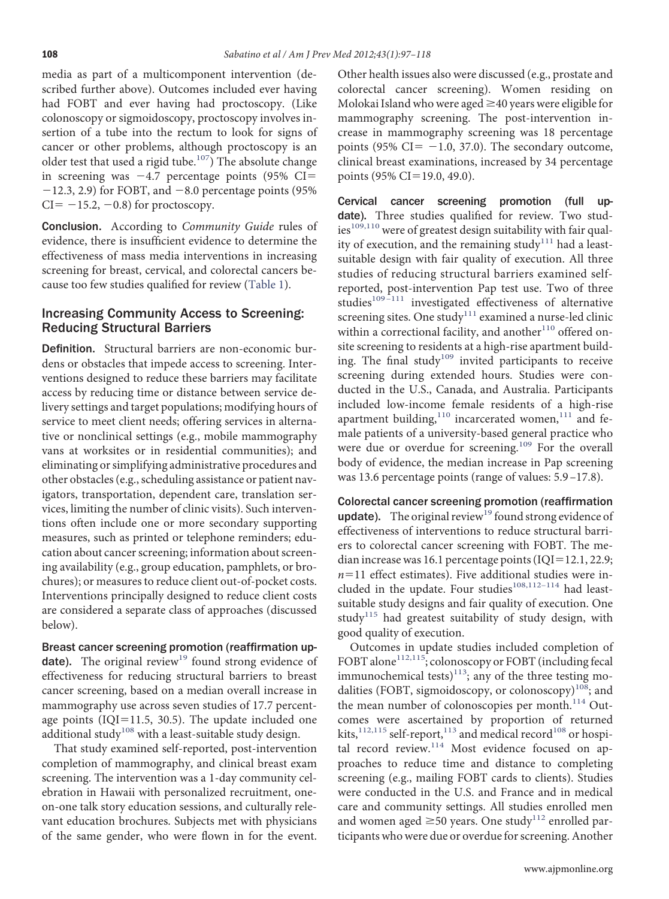media as part of a multicomponent intervention (described further above). Outcomes included ever having had FOBT and ever having had proctoscopy. (Like colonoscopy or sigmoidoscopy, proctoscopy involves insertion of a tube into the rectum to look for signs of cancer or other problems, although proctoscopy is an older test that used a rigid tube.[107]) The absolute change in screening was −4.7 percentage points (95% CI= −12.3, 2.9) for FOBT, and −8.0 percentage points (95% CI= −15.2, −0.8) for proctoscopy.

**Conclusion.** According to *Community Guide* rules of evidence, there is insufficient evidence to determine the effectiveness of mass media interventions in increasing screening for breast, cervical, and colorectal cancers because too few studies qualified for review (Table 1).

## Increasing Community Access to Screening: Reducing Structural Barriers

**Definition.** Structural barriers are non-economic burdens or obstacles that impede access to screening. Interventions designed to reduce these barriers may facilitate access by reducing time or distance between service delivery settings and target populations; modifying hours of service to meet client needs; offering services in alternative or nonclinical settings (e.g., mobile mammography vans at worksites or in residential communities); and eliminating or simplifying administrative procedures and other obstacles (e.g., scheduling assistance or patient navigators, transportation, dependent care, translation services, limiting the number of clinic visits). Such interventions often include one or more secondary supporting measures, such as printed or telephone reminders; education about cancer screening; information about screening availability (e.g., group education, pamphlets, or brochures); or measures to reduce client out-of-pocket costs. Interventions principally designed to reduce client costs are considered a separate class of approaches (discussed below).

**Breast cancer screening promotion (reaffirmation update).** The original review[19] found strong evidence of effectiveness for reducing structural barriers to breast cancer screening, based on a median overall increase in mammography use across seven studies of 17.7 percentage points (IQR=11.5, 30.5). The update included one additional study[108] with a least-suitable study design.

That study examined self-reported, post-intervention completion of mammography, and clinical breast exam screening. The intervention was a 1-day community celebration in Hawaii with personalized recruitment, one-on-one talk story education sessions, and culturally relevant education brochures. Subjects met with physicians of the same gender, who were flown in for the event. Other health issues also were discussed (e.g., prostate and colorectal cancer screening). Women residing on Molokai Island who were aged ≥40 years were eligible for mammography screening. The post-intervention increase in mammography screening was 18 percentage points (95% CI= −1.0, 37.0). The secondary outcome, clinical breast examinations, increased by 34 percentage points (95% CI=19.0, 49.0).

**Cervical cancer screening promotion (full update).** Three studies qualified for review. Two studies[109,110] were of greatest design suitability with fair quality of execution, and the remaining study[111] had a least-suitable design with fair quality of execution. All three studies of reducing structural barriers examined self-reported, post-intervention Pap test use. Two of three studies[109–111] investigated effectiveness of alternative screening sites. One study[111] examined a nurse-led clinic within a correctional facility, and another[110] offered onsite screening to residents at a high-rise apartment building. The final study[109] invited participants to receive screening during extended hours. Studies were conducted in the U.S., Canada, and Australia. Participants included low-income female residents of a high-rise apartment building,[110] incarcerated women,[111] and female patients of a university-based general practice who were due or overdue for screening.[109] For the overall body of evidence, the median increase in Pap screening was 13.6 percentage points (range of values: 5.9–17.8).

**Colorectal cancer screening promotion (reaffirmation update).** The original review[19] found strong evidence of effectiveness of interventions to reduce structural barriers to colorectal cancer screening with FOBT. The median increase was 16.1 percentage points (IQR=12.1, 22.9; $n$=11 effect estimates). Five additional studies were included in the update. Four studies[108,112–114] had least-suitable study designs and fair quality of execution. One study[115] had greatest suitability of study design, with good quality of execution.

Outcomes in update studies included completion of FOBT alone[112,115]; colonoscopy or FOBT (including fecal immunochemical tests)[113]; any of the three testing modalities (FOBT, sigmoidoscopy, or colonoscopy)[108]; and the mean number of colonoscopies per month.[114] Outcomes were ascertained by proportion of returned kits,[112,115] self-report,[113] and medical record[108] or hospital record review.[114] Most evidence focused on approaches to reduce time and distance to completing screening (e.g., mailing FOBT cards to clients). Studies were conducted in the U.S. and France and in medical care and community settings. All studies enrolled men and women aged ≥50 years. One study[112] enrolled participants who were due or overdue for screening. Another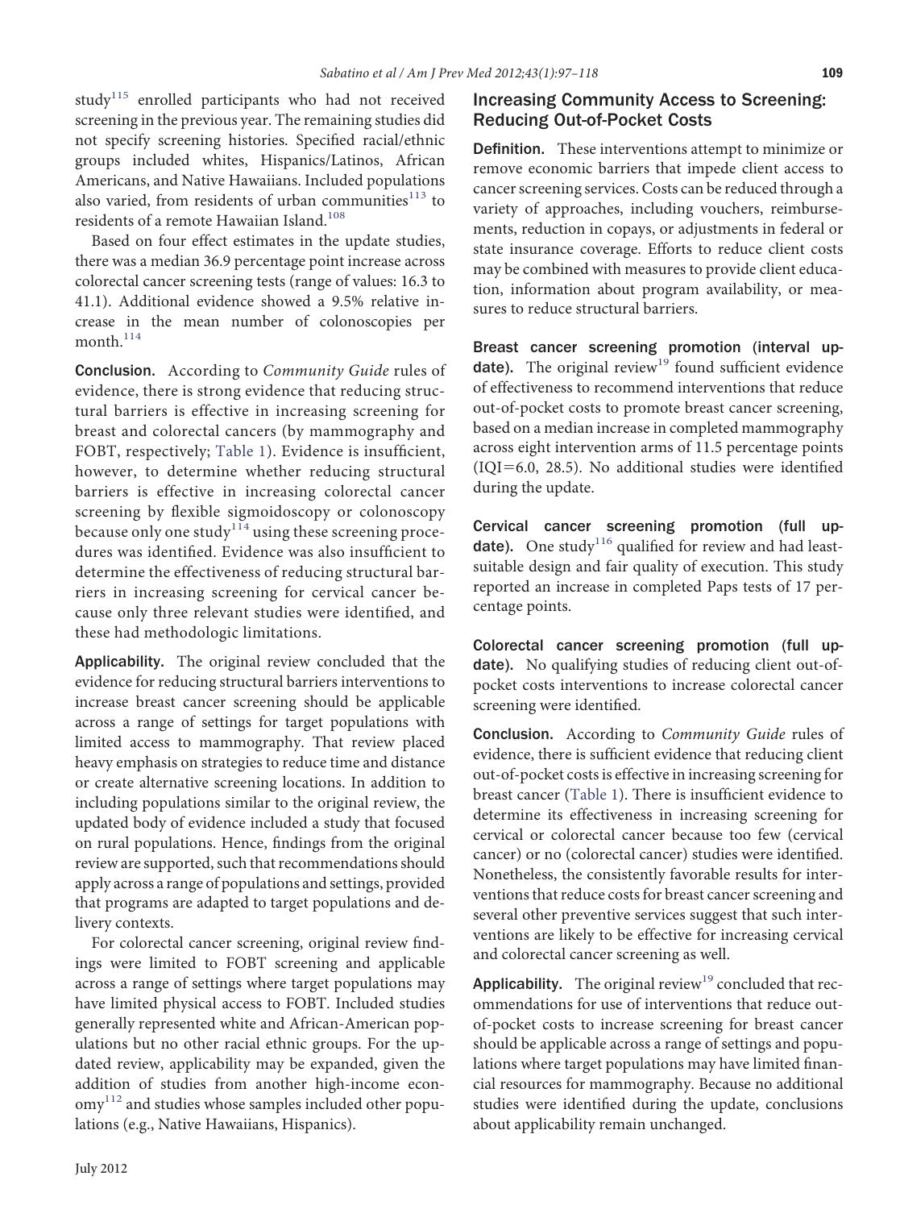study[115] enrolled participants who had not received screening in the previous year. The remaining studies did not specify screening histories. Specified racial/ethnic groups included whites, Hispanics/Latinos, African Americans, and Native Hawaiians. Included populations also varied, from residents of urban communities[113] to residents of a remote Hawaiian Island.[108]

Based on four effect estimates in the update studies, there was a median 36.9 percentage point increase across colorectal cancer screening tests (range of values: 16.3 to 41.1). Additional evidence showed a 9.5% relative increase in the mean number of colonoscopies per month.[114]

**Conclusion.** According to *Community Guide* rules of evidence, there is strong evidence that reducing structural barriers is effective in increasing screening for breast and colorectal cancers (by mammography and FOBT, respectively; Table 1). Evidence is insufficient, however, to determine whether reducing structural barriers is effective in increasing colorectal cancer screening by flexible sigmoidoscopy or colonoscopy because only one study[114] using these screening procedures was identified. Evidence was also insufficient to determine the effectiveness of reducing structural barriers in increasing screening for cervical cancer because only three relevant studies were identified, and these had methodologic limitations.

**Applicability.** The original review concluded that the evidence for reducing structural barriers interventions to increase breast cancer screening should be applicable across a range of settings for target populations with limited access to mammography. That review placed heavy emphasis on strategies to reduce time and distance or create alternative screening locations. In addition to including populations similar to the original review, the updated body of evidence included a study that focused on rural populations. Hence, findings from the original review are supported, such that recommendations should apply across a range of populations and settings, provided that programs are adapted to target populations and delivery contexts.

For colorectal cancer screening, original review findings were limited to FOBT screening and applicable across a range of settings where target populations may have limited physical access to FOBT. Included studies generally represented white and African-American populations but no other racial ethnic groups. For the updated review, applicability may be expanded, given the addition of studies from another high-income economy[112] and studies whose samples included other populations (e.g., Native Hawaiians, Hispanics).

## Increasing Community Access to Screening: Reducing Out-of-Pocket Costs

**Definition.** These interventions attempt to minimize or remove economic barriers that impede client access to cancer screening services. Costs can be reduced through a variety of approaches, including vouchers, reimbursements, reduction in copays, or adjustments in federal or state insurance coverage. Efforts to reduce client costs may be combined with measures to provide client education, information about program availability, or measures to reduce structural barriers.

**Breast cancer screening promotion (interval update).** The original review[19] found sufficient evidence of effectiveness to recommend interventions that reduce out-of-pocket costs to promote breast cancer screening, based on a median increase in completed mammography across eight intervention arms of 11.5 percentage points (IQI=6.0, 28.5). No additional studies were identified during the update.

**Cervical cancer screening promotion (full update).** One study[116] qualified for review and had least-suitable design and fair quality of execution. This study reported an increase in completed Paps tests of 17 percentage points.

**Colorectal cancer screening promotion (full update).** No qualifying studies of reducing client out-of-pocket costs interventions to increase colorectal cancer screening were identified.

**Conclusion.** According to *Community Guide* rules of evidence, there is sufficient evidence that reducing client out-of-pocket costs is effective in increasing screening for breast cancer (Table 1). There is insufficient evidence to determine its effectiveness in increasing screening for cervical or colorectal cancer because too few (cervical cancer) or no (colorectal cancer) studies were identified. Nonetheless, the consistently favorable results for interventions that reduce costs for breast cancer screening and several other preventive services suggest that such interventions are likely to be effective for increasing cervical and colorectal cancer screening as well.

**Applicability.** The original review[19] concluded that recommendations for use of interventions that reduce out-of-pocket costs to increase screening for breast cancer should be applicable across a range of settings and populations where target populations may have limited financial resources for mammography. Because no additional studies were identified during the update, conclusions about applicability remain unchanged.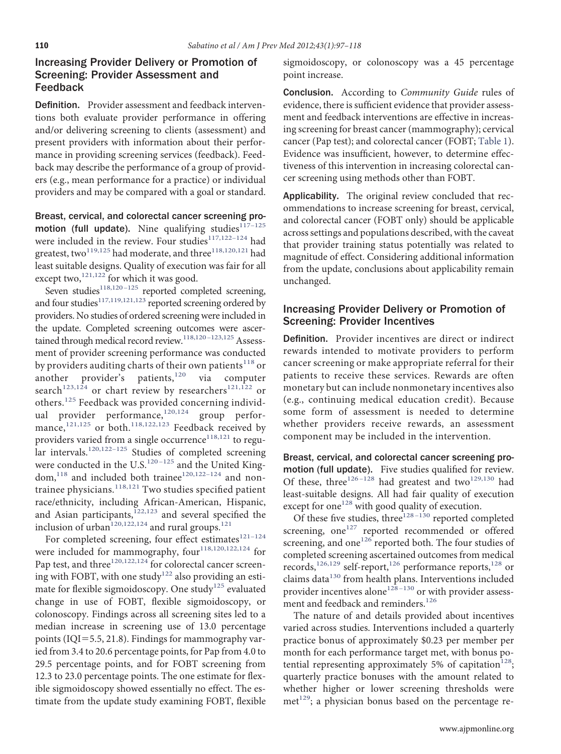## Increasing Provider Delivery or Promotion of Screening: Provider Assessment and Feedback

**Definition.** Provider assessment and feedback interventions both evaluate provider performance in offering and/or delivering screening to clients (assessment) and present providers with information about their performance in providing screening services (feedback). Feedback may describe the performance of a group of providers (e.g., mean performance for a practice) or individual providers and may be compared with a goal or standard.

**Breast, cervical, and colorectal cancer screening promotion (full update).** Nine qualifying studies[117–125] were included in the review. Four studies[117,122–124] had greatest, two[119,125] had moderate, and three[118,120,121] had least suitable designs. Quality of execution was fair for all except two,[121,122] for which it was good.

Seven studies[118,120–125] reported completed screening, and four studies[117,119,121,123] reported screening ordered by providers. No studies of ordered screening were included in the update. Completed screening outcomes were ascertained through medical record review.[118,120–123,125] Assessment of provider screening performance was conducted by providers auditing charts of their own patients[118] or another provider's patients,[120] via computer search[123,124] or chart review by researchers[121,122] or others.[125] Feedback was provided concerning individual provider performance,[120,124] group performance,[121,125] or both.[118,122,123] Feedback received by providers varied from a single occurrence[118,121] to regular intervals.[120,122–125] Studies of completed screening were conducted in the U.S.[120–125] and the United Kingdom,[118] and included both trainee[120,122–124] and nontrainee physicians.[118,121] Two studies specified patient race/ethnicity, including African-American, Hispanic, and Asian participants,[122,123] and several specified the inclusion of urban[120,122,124] and rural groups.[121]

For completed screening, four effect estimates[121–124] were included for mammography, four[118,120,122,124] for Pap test, and three[120,122,124] for colorectal cancer screening with FOBT, with one study[122] also providing an estimate for flexible sigmoidoscopy. One study[125] evaluated change in use of FOBT, flexible sigmoidoscopy, or colonoscopy. Findings across all screening sites led to a median increase in screening use of 13.0 percentage points (IQI=5.5, 21.8). Findings for mammography varied from 3.4 to 20.6 percentage points, for Pap from 4.0 to 29.5 percentage points, and for FOBT screening from 12.3 to 23.0 percentage points. The one estimate for flexible sigmoidoscopy showed essentially no effect. The estimate from the update study examining FOBT, flexible sigmoidoscopy, or colonoscopy was a 45 percentage point increase.

**Conclusion.** According to *Community Guide* rules of evidence, there is sufficient evidence that provider assessment and feedback interventions are effective in increasing screening for breast cancer (mammography); cervical cancer (Pap test); and colorectal cancer (FOBT; Table 1). Evidence was insufficient, however, to determine effectiveness of this intervention in increasing colorectal cancer screening using methods other than FOBT.

**Applicability.** The original review concluded that recommendations to increase screening for breast, cervical, and colorectal cancer (FOBT only) should be applicable across settings and populations described, with the caveat that provider training status potentially was related to magnitude of effect. Considering additional information from the update, conclusions about applicability remain unchanged.

## Increasing Provider Delivery or Promotion of Screening: Provider Incentives

**Definition.** Provider incentives are direct or indirect rewards intended to motivate providers to perform cancer screening or make appropriate referral for their patients to receive these services. Rewards are often monetary but can include nonmonetary incentives also (e.g., continuing medical education credit). Because some form of assessment is needed to determine whether providers receive rewards, an assessment component may be included in the intervention.

**Breast, cervical, and colorectal cancer screening promotion (full update).** Five studies qualified for review. Of these, three[126–128] had greatest and two[129,130] had least-suitable designs. All had fair quality of execution except for one[128] with good quality of execution.

Of these five studies, three[128–130] reported completed screening, one[127] reported recommended or offered screening, and one[126] reported both. The four studies of completed screening ascertained outcomes from medical records,[126,129] self-report,[126] performance reports,[128] or claims data[130] from health plans. Interventions included provider incentives alone[128–130] or with provider assessment and feedback and reminders.[126]

The nature of and details provided about incentives varied across studies. Interventions included a quarterly practice bonus of approximately $0.23 per member per month for each performance target met, with bonus potential representing approximately 5% of capitation[128]; quarterly practice bonuses with the amount related to whether higher or lower screening thresholds were met[129]; a physician bonus based on the percentage re-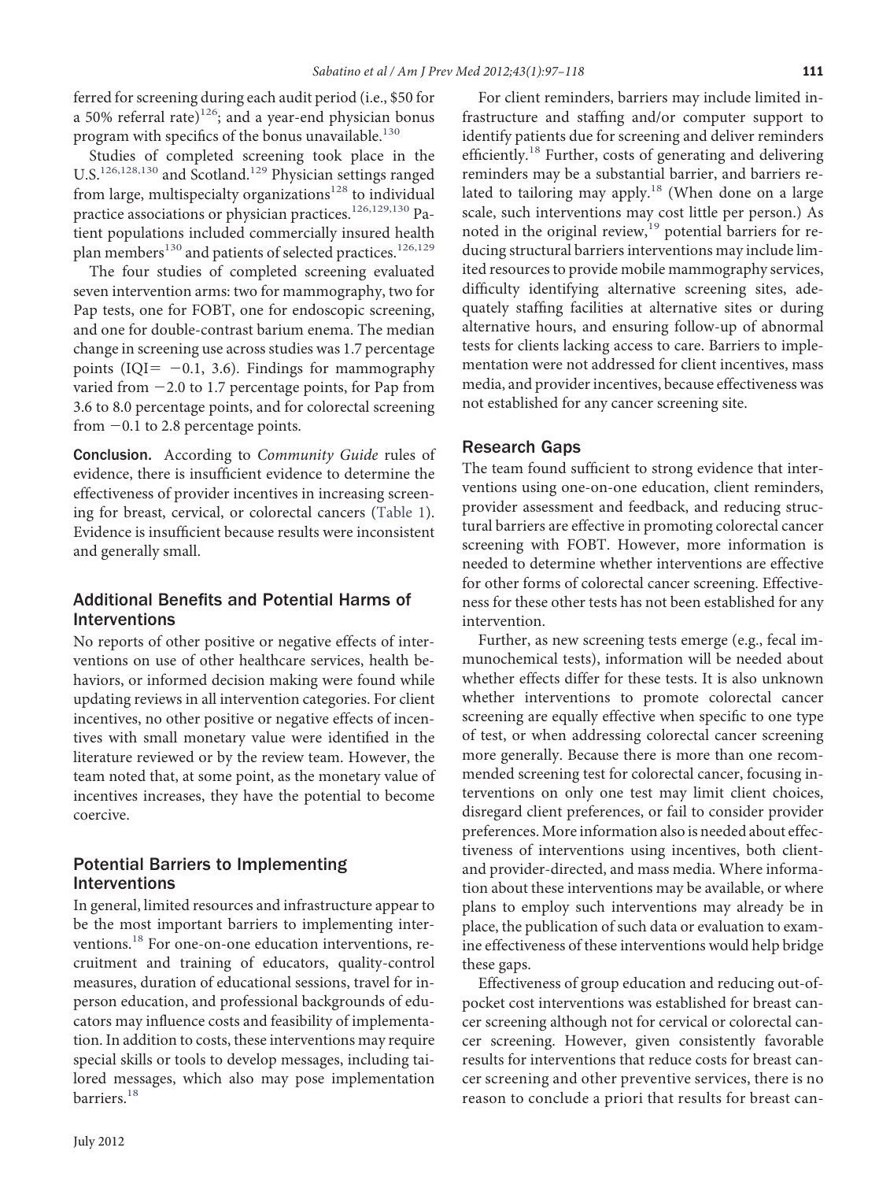ferred for screening during each audit period (i.e., $50 for a 50% referral rate)[126]; and a year-end physician bonus program with specifics of the bonus unavailable.[130]

Studies of completed screening took place in the U.S.[126,128,130] and Scotland.[129] Physician settings ranged from large, multispecialty organizations[128] to individual practice associations or physician practices.[126,129,130] Patient populations included commercially insured health plan members[130] and patients of selected practices.[126,129]

The four studies of completed screening evaluated seven intervention arms: two for mammography, two for Pap tests, one for FOBT, one for endoscopic screening, and one for double-contrast barium enema. The median change in screening use across studies was 1.7 percentage points (IQI= −0.1, 3.6). Findings for mammography varied from −2.0 to 1.7 percentage points, for Pap from 3.6 to 8.0 percentage points, and for colorectal screening from −0.1 to 2.8 percentage points.

**Conclusion.** According to *Community Guide* rules of evidence, there is insufficient evidence to determine the effectiveness of provider incentives in increasing screening for breast, cervical, or colorectal cancers (Table 1). Evidence is insufficient because results were inconsistent and generally small.

## Additional Benefits and Potential Harms of Interventions

No reports of other positive or negative effects of interventions on use of other healthcare services, health behaviors, or informed decision making were found while updating reviews in all intervention categories. For client incentives, no other positive or negative effects of incentives with small monetary value were identified in the literature reviewed or by the review team. However, the team noted that, at some point, as the monetary value of incentives increases, they have the potential to become coercive.

## Potential Barriers to Implementing Interventions

In general, limited resources and infrastructure appear to be the most important barriers to implementing interventions.[18] For one-on-one education interventions, recruitment and training of educators, quality-control measures, duration of educational sessions, travel for in-person education, and professional backgrounds of educators may influence costs and feasibility of implementation. In addition to costs, these interventions may require special skills or tools to develop messages, including tailored messages, which also may pose implementation barriers.[18]

For client reminders, barriers may include limited infrastructure and staffing and/or computer support to identify patients due for screening and deliver reminders efficiently.[18] Further, costs of generating and delivering reminders may be a substantial barrier, and barriers related to tailoring may apply.[18] (When done on a large scale, such interventions may cost little per person.) As noted in the original review,[19] potential barriers for reducing structural barriers interventions may include limited resources to provide mobile mammography services, difficulty identifying alternative screening sites, adequately staffing facilities at alternative sites or during alternative hours, and ensuring follow-up of abnormal tests for clients lacking access to care. Barriers to implementation were not addressed for client incentives, mass media, and provider incentives, because effectiveness was not established for any cancer screening site.

## Research Gaps

The team found sufficient to strong evidence that interventions using one-on-one education, client reminders, provider assessment and feedback, and reducing structural barriers are effective in promoting colorectal cancer screening with FOBT. However, more information is needed to determine whether interventions are effective for other forms of colorectal cancer screening. Effectiveness for these other tests has not been established for any intervention.

Further, as new screening tests emerge (e.g., fecal immunochemical tests), information will be needed about whether effects differ for these tests. It is also unknown whether interventions to promote colorectal cancer screening are equally effective when specific to one type of test, or when addressing colorectal cancer screening more generally. Because there is more than one recommended screening test for colorectal cancer, focusing interventions on only one test may limit client choices, disregard client preferences, or fail to consider provider preferences. More information also is needed about effectiveness of interventions using incentives, both client- and provider-directed, and mass media. Where information about these interventions may be available, or where plans to employ such interventions may already be in place, the publication of such data or evaluation to examine effectiveness of these interventions would help bridge these gaps.

Effectiveness of group education and reducing out-of-pocket cost interventions was established for breast cancer screening although not for cervical or colorectal cancer screening. However, given consistently favorable results for interventions that reduce costs for breast cancer screening and other preventive services, there is no reason to conclude a priori that results for breast can-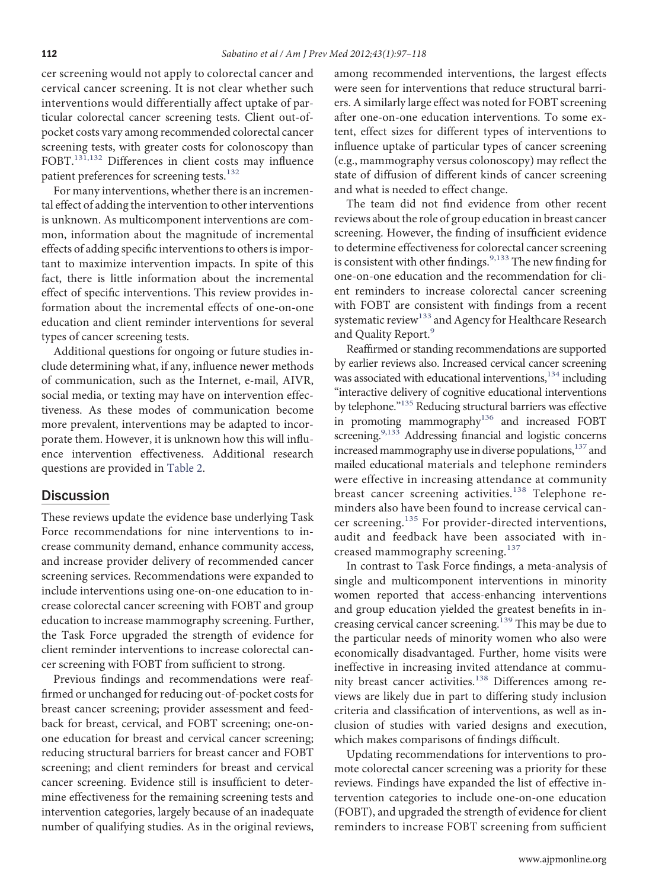cer screening would not apply to colorectal cancer and cervical cancer screening. It is not clear whether such interventions would differentially affect uptake of particular colorectal cancer screening tests. Client out-of-pocket costs vary among recommended colorectal cancer screening tests, with greater costs for colonoscopy than FOBT.[131,132] Differences in client costs may influence patient preferences for screening tests.[132]

For many interventions, whether there is an incremental effect of adding the intervention to other interventions is unknown. As multicomponent interventions are common, information about the magnitude of incremental effects of adding specific interventions to others is important to maximize intervention impacts. In spite of this fact, there is little information about the incremental effect of specific interventions. This review provides information about the incremental effects of one-on-one education and client reminder interventions for several types of cancer screening tests.

Additional questions for ongoing or future studies include determining what, if any, influence newer methods of communication, such as the Internet, e-mail, AIVR, social media, or texting may have on intervention effectiveness. As these modes of communication become more prevalent, interventions may be adapted to incorporate them. However, it is unknown how this will influence intervention effectiveness. Additional research questions are provided in Table 2.

## Discussion

These reviews update the evidence base underlying Task Force recommendations for nine interventions to increase community demand, enhance community access, and increase provider delivery of recommended cancer screening services. Recommendations were expanded to include interventions using one-on-one education to increase colorectal cancer screening with FOBT and group education to increase mammography screening. Further, the Task Force upgraded the strength of evidence for client reminder interventions to increase colorectal cancer screening with FOBT from sufficient to strong.

Previous findings and recommendations were reaffirmed or unchanged for reducing out-of-pocket costs for breast cancer screening; provider assessment and feedback for breast, cervical, and FOBT screening; one-on-one education for breast and cervical cancer screening; reducing structural barriers for breast cancer and FOBT screening; and client reminders for breast and cervical cancer screening. Evidence still is insufficient to determine effectiveness for the remaining screening tests and intervention categories, largely because of an inadequate number of qualifying studies. As in the original reviews, among recommended interventions, the largest effects were seen for interventions that reduce structural barriers. A similarly large effect was noted for FOBT screening after one-on-one education interventions. To some extent, effect sizes for different types of interventions to influence uptake of particular types of cancer screening (e.g., mammography versus colonoscopy) may reflect the state of diffusion of different kinds of cancer screening and what is needed to effect change.

The team did not find evidence from other recent reviews about the role of group education in breast cancer screening. However, the finding of insufficient evidence to determine effectiveness for colorectal cancer screening is consistent with other findings.[9,133] The new finding for one-on-one education and the recommendation for client reminders to increase colorectal cancer screening with FOBT are consistent with findings from a recent systematic review[133] and Agency for Healthcare Research and Quality Report.[9]

Reaffirmed or standing recommendations are supported by earlier reviews also. Increased cervical cancer screening was associated with educational interventions,[134] including "interactive delivery of cognitive educational interventions by telephone."[135] Reducing structural barriers was effective in promoting mammography[136] and increased FOBT screening.[9,133] Addressing financial and logistic concerns increased mammography use in diverse populations,[137] and mailed educational materials and telephone reminders were effective in increasing attendance at community breast cancer screening activities.[138] Telephone reminders also have been found to increase cervical cancer screening.[135] For provider-directed interventions, audit and feedback have been associated with increased mammography screening.[137]

In contrast to Task Force findings, a meta-analysis of single and multicomponent interventions in minority women reported that access-enhancing interventions and group education yielded the greatest benefits in increasing cervical cancer screening.[139] This may be due to the particular needs of minority women who also were economically disadvantaged. Further, home visits were ineffective in increasing invited attendance at community breast cancer activities.[138] Differences among reviews are likely due in part to differing study inclusion criteria and classification of interventions, as well as inclusion of studies with varied designs and execution, which makes comparisons of findings difficult.

Updating recommendations for interventions to promote colorectal cancer screening was a priority for these reviews. Findings have expanded the list of effective intervention categories to include one-on-one education (FOBT), and upgraded the strength of evidence for client reminders to increase FOBT screening from sufficient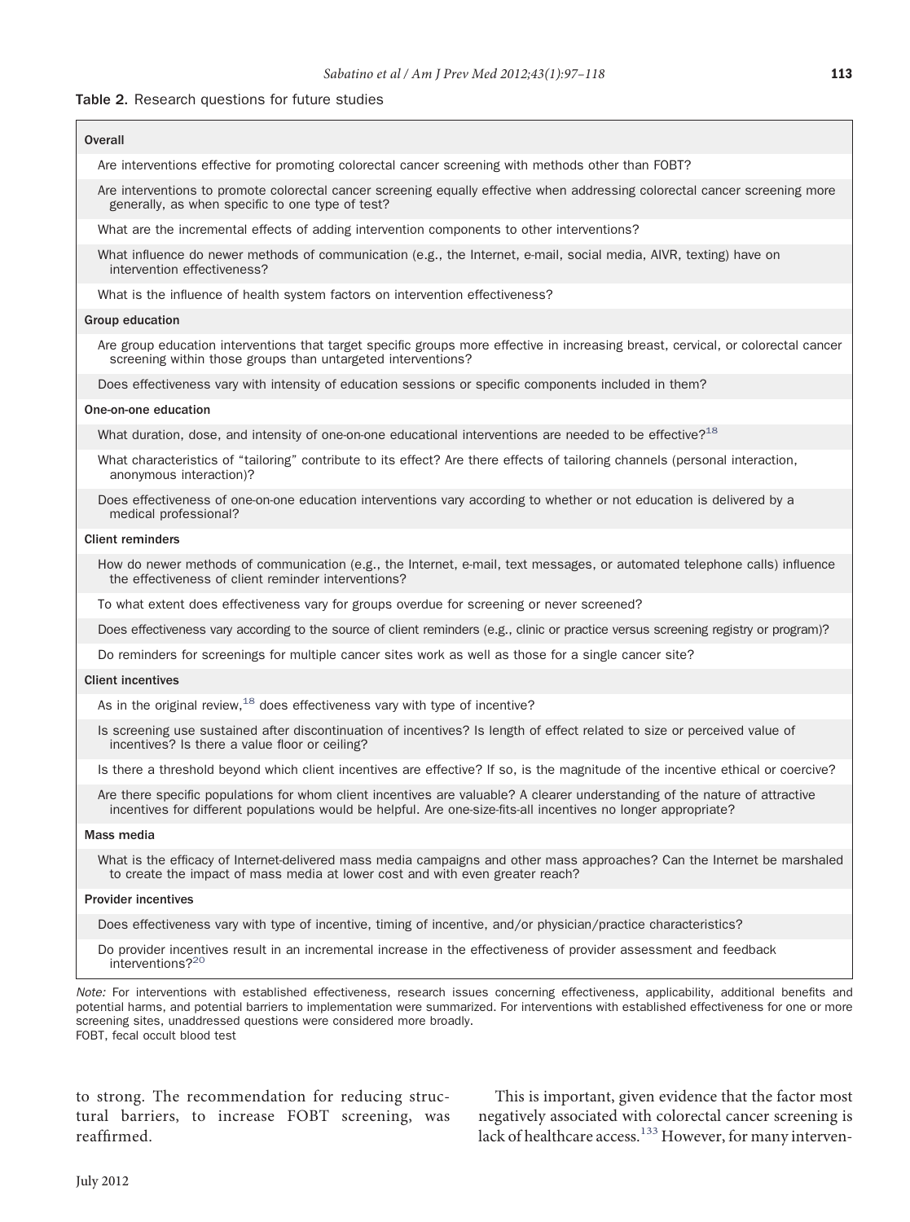**Table 2.** Research questions for future studies

| |
|---|
| **Overall** |
| Are interventions effective for promoting colorectal cancer screening with methods other than FOBT? |
| Are interventions to promote colorectal cancer screening equally effective when addressing colorectal cancer screening more generally, as when specific to one type of test? |
| What are the incremental effects of adding intervention components to other interventions? |
| What influence do newer methods of communication (e.g., the Internet, e-mail, social media, AIVR, texting) have on intervention effectiveness? |
| What is the influence of health system factors on intervention effectiveness? |
| **Group education** |
| Are group education interventions that target specific groups more effective in increasing breast, cervical, or colorectal cancer screening within those groups than untargeted interventions? |
| Does effectiveness vary with intensity of education sessions or specific components included in them? |
| **One-on-one education** |
| What duration, dose, and intensity of one-on-one educational interventions are needed to be effective?[18] |
| What characteristics of "tailoring" contribute to its effect? Are there effects of tailoring channels (personal interaction, anonymous interaction)? |
| Does effectiveness of one-on-one education interventions vary according to whether or not education is delivered by a medical professional? |
| **Client reminders** |
| How do newer methods of communication (e.g., the Internet, e-mail, text messages, or automated telephone calls) influence the effectiveness of client reminder interventions? |
| To what extent does effectiveness vary for groups overdue for screening or never screened? |
| Does effectiveness vary according to the source of client reminders (e.g., clinic or practice versus screening registry or program)? |
| Do reminders for screenings for multiple cancer sites work as well as those for a single cancer site? |
| **Client incentives** |
| As in the original review,[18] does effectiveness vary with type of incentive? |
| Is screening use sustained after discontinuation of incentives? Is length of effect related to size or perceived value of incentives? Is there a value floor or ceiling? |
| Is there a threshold beyond which client incentives are effective? If so, is the magnitude of the incentive ethical or coercive? |
| Are there specific populations for whom client incentives are valuable? A clearer understanding of the nature of attractive incentives for different populations would be helpful. Are one-size-fits-all incentives no longer appropriate? |
| **Mass media** |
| What is the efficacy of Internet-delivered mass media campaigns and other mass approaches? Can the Internet be marshaled to create the impact of mass media at lower cost and with even greater reach? |
| **Provider incentives** |
| Does effectiveness vary with type of incentive, timing of incentive, and/or physician/practice characteristics? |
| Do provider incentives result in an incremental increase in the effectiveness of provider assessment and feedback interventions?[20] |

*Note:* For interventions with established effectiveness, research issues concerning effectiveness, applicability, additional benefits and potential harms, and potential barriers to implementation were summarized. For interventions with established effectiveness for one or more screening sites, unaddressed questions were considered more broadly.
FOBT, fecal occult blood test

to strong. The recommendation for reducing structural barriers, to increase FOBT screening, was reaffirmed.

This is important, given evidence that the factor most negatively associated with colorectal cancer screening is lack of healthcare access.[133] However, for many interven-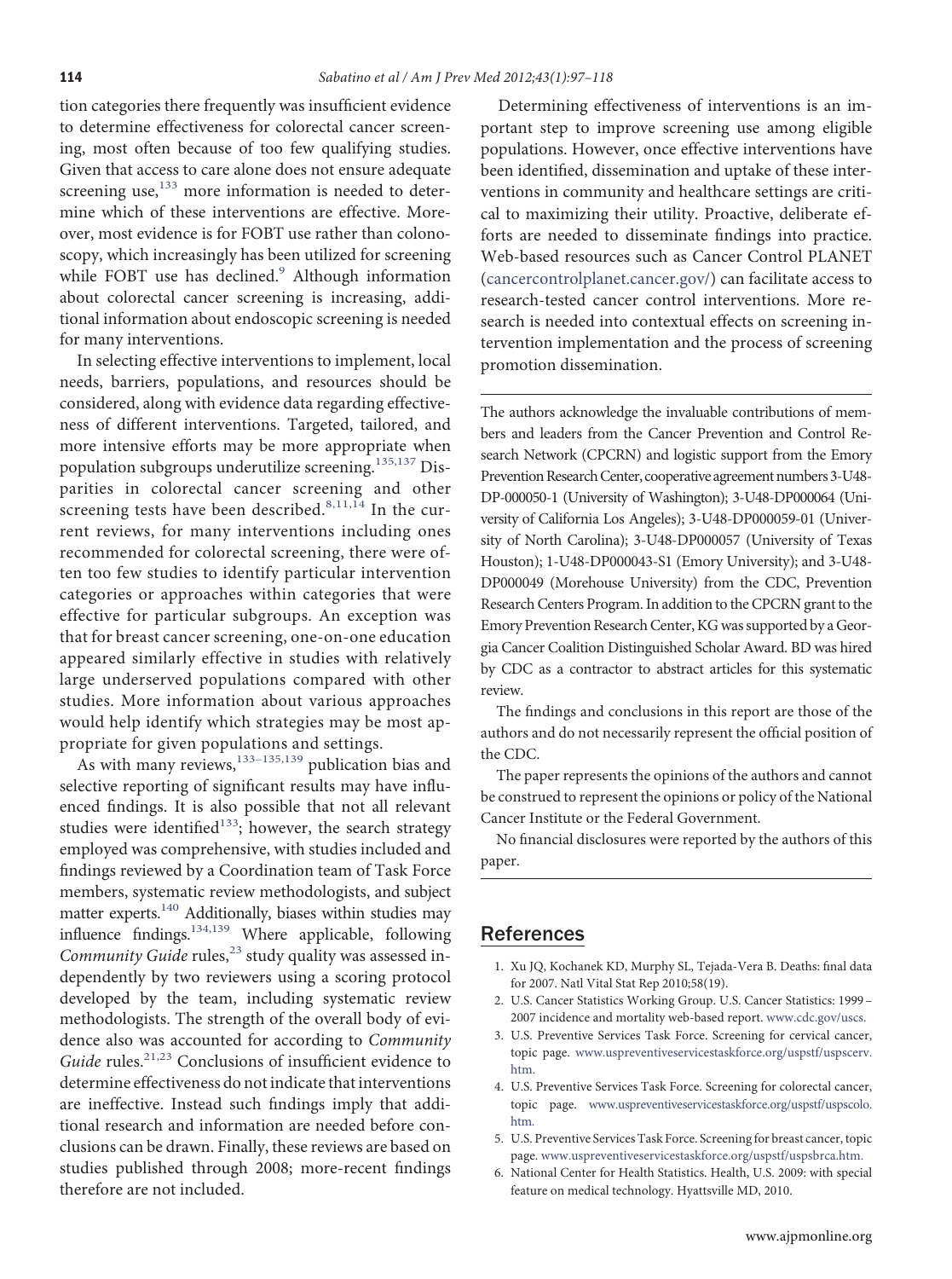tion categories there frequently was insufficient evidence to determine effectiveness for colorectal cancer screening, most often because of too few qualifying studies. Given that access to care alone does not ensure adequate screening use,[133] more information is needed to determine which of these interventions are effective. Moreover, most evidence is for FOBT use rather than colonoscopy, which increasingly has been utilized for screening while FOBT use has declined.[9] Although information about colorectal cancer screening is increasing, additional information about endoscopic screening is needed for many interventions.

In selecting effective interventions to implement, local needs, barriers, populations, and resources should be considered, along with evidence data regarding effectiveness of different interventions. Targeted, tailored, and more intensive efforts may be more appropriate when population subgroups underutilize screening.[135,137] Disparities in colorectal cancer screening and other screening tests have been described.[8,11,14] In the current reviews, for many interventions including ones recommended for colorectal screening, there were often too few studies to identify particular intervention categories or approaches within categories that were effective for particular subgroups. An exception was that for breast cancer screening, one-on-one education appeared similarly effective in studies with relatively large underserved populations compared with other studies. More information about various approaches would help identify which strategies may be most appropriate for given populations and settings.

As with many reviews,[133–135,139] publication bias and selective reporting of significant results may have influenced findings. It is also possible that not all relevant studies were identified[133]; however, the search strategy employed was comprehensive, with studies included and findings reviewed by a Coordination team of Task Force members, systematic review methodologists, and subject matter experts.[140] Additionally, biases within studies may influence findings.[134,139] Where applicable, following *Community Guide* rules,[23] study quality was assessed independently by two reviewers using a scoring protocol developed by the team, including systematic review methodologists. The strength of the overall body of evidence also was accounted for according to *Community Guide* rules.[21,23] Conclusions of insufficient evidence to determine effectiveness do not indicate that interventions are ineffective. Instead such findings imply that additional research and information are needed before conclusions can be drawn. Finally, these reviews are based on studies published through 2008; more-recent findings therefore are not included.

Determining effectiveness of interventions is an important step to improve screening use among eligible populations. However, once effective interventions have been identified, dissemination and uptake of these interventions in community and healthcare settings are critical to maximizing their utility. Proactive, deliberate efforts are needed to disseminate findings into practice. Web-based resources such as Cancer Control PLANET (cancercontrolplanet.cancer.gov/) can facilitate access to research-tested cancer control interventions. More research is needed into contextual effects on screening intervention implementation and the process of screening promotion dissemination.

---

The authors acknowledge the invaluable contributions of members and leaders from the Cancer Prevention and Control Research Network (CPCRN) and logistic support from the Emory Prevention Research Center, cooperative agreement numbers 3-U48-DP-000050-1 (University of Washington); 3-U48-DP000064 (University of California Los Angeles); 3-U48-DP000059-01 (University of North Carolina); 3-U48-DP000057 (University of Texas Houston); 1-U48-DP000043-S1 (Emory University); and 3-U48-DP000049 (Morehouse University) from the CDC, Prevention Research Centers Program. In addition to the CPCRN grant to the Emory Prevention Research Center, KG was supported by a Georgia Cancer Coalition Distinguished Scholar Award. BD was hired by CDC as a contractor to abstract articles for this systematic review.

The findings and conclusions in this report are those of the authors and do not necessarily represent the official position of the CDC.

The paper represents the opinions of the authors and cannot be construed to represent the opinions or policy of the National Cancer Institute or the Federal Government.

No financial disclosures were reported by the authors of this paper.

---

## References

1. Xu JQ, Kochanek KD, Murphy SL, Tejada-Vera B. Deaths: final data for 2007. Natl Vital Stat Rep 2010;58(19).
2. U.S. Cancer Statistics Working Group. U.S. Cancer Statistics: 1999–2007 incidence and mortality web-based report. www.cdc.gov/uscs.
3. U.S. Preventive Services Task Force. Screening for cervical cancer, topic page. www.uspreventiveservicestaskforce.org/uspstf/uspscerv.htm.
4. U.S. Preventive Services Task Force. Screening for colorectal cancer, topic page. www.uspreventiveservicestaskforce.org/uspstf/uspscolo.htm.
5. U.S. Preventive Services Task Force. Screening for breast cancer, topic page. www.uspreventiveservicestaskforce.org/uspstf/uspsbrca.htm.
6. National Center for Health Statistics. Health, U.S. 2009: with special feature on medical technology. Hyattsville MD, 2010.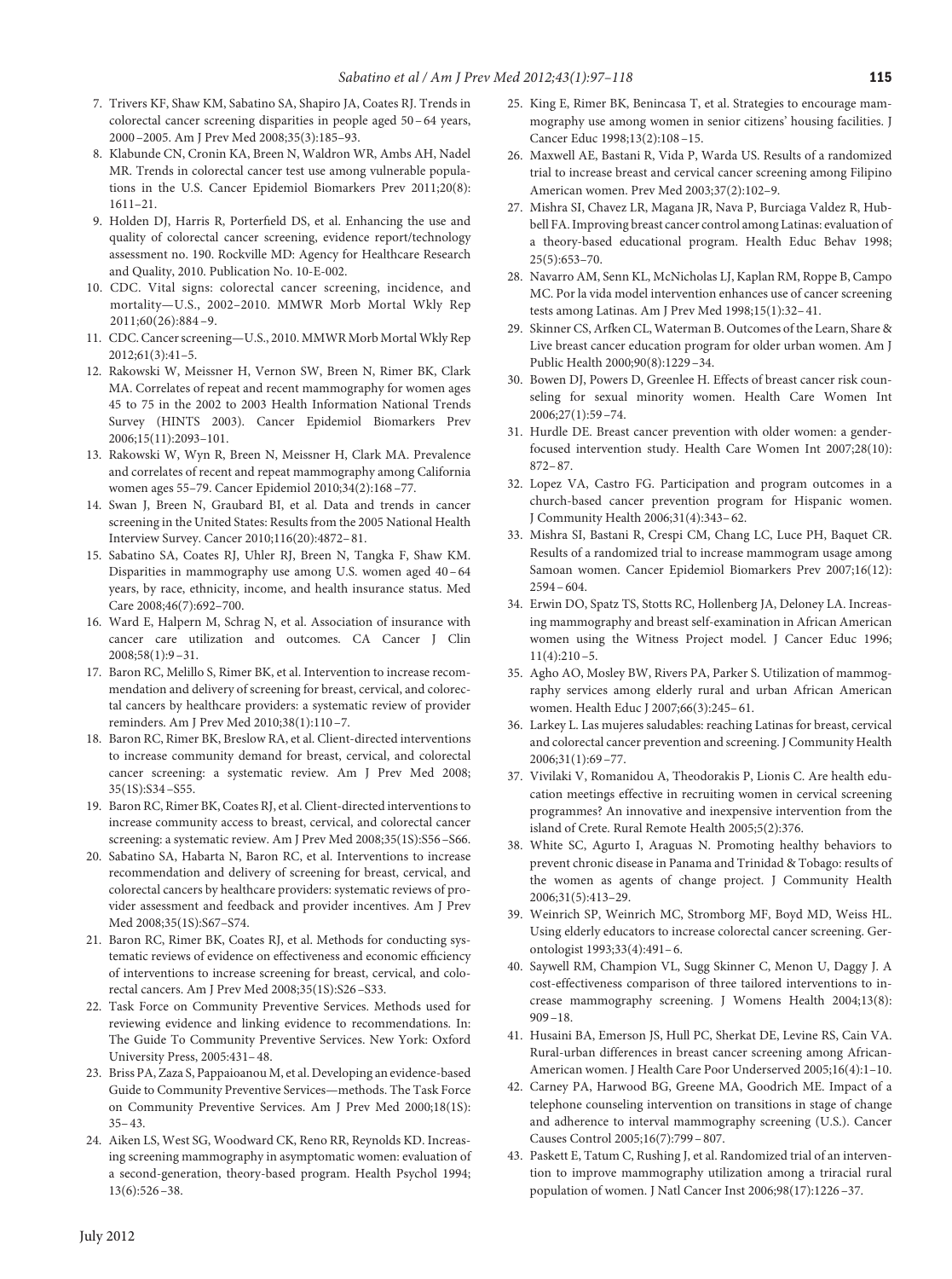7. Trivers KF, Shaw KM, Sabatino SA, Shapiro JA, Coates RJ. Trends in colorectal cancer screening disparities in people aged 50–64 years, 2000–2005. Am J Prev Med 2008;35(3):185–93.
8. Klabunde CN, Cronin KA, Breen N, Waldron WR, Ambs AH, Nadel MR. Trends in colorectal cancer test use among vulnerable populations in the U.S. Cancer Epidemiol Biomarkers Prev 2011;20(8):1611–21.
9. Holden DJ, Harris R, Porterfield DS, et al. Enhancing the use and quality of colorectal cancer screening, evidence report/technology assessment no. 190. Rockville MD: Agency for Healthcare Research and Quality, 2010. Publication No. 10-E-002.
10. CDC. Vital signs: colorectal cancer screening, incidence, and mortality—U.S., 2002–2010. MMWR Morb Mortal Wkly Rep 2011;60(26):884–9.
11. CDC. Cancer screening—U.S., 2010. MMWR Morb Mortal Wkly Rep 2012;61(3):41–5.
12. Rakowski W, Meissner H, Vernon SW, Breen N, Rimer BK, Clark MA. Correlates of repeat and recent mammography for women ages 45 to 75 in the 2002 to 2003 Health Information National Trends Survey (HINTS 2003). Cancer Epidemiol Biomarkers Prev 2006;15(11):2093–101.
13. Rakowski W, Wyn R, Breen N, Meissner H, Clark MA. Prevalence and correlates of recent and repeat mammography among California women ages 55–79. Cancer Epidemiol 2010;34(2):168–77.
14. Swan J, Breen N, Graubard BI, et al. Data and trends in cancer screening in the United States: Results from the 2005 National Health Interview Survey. Cancer 2010;116(20):4872–81.
15. Sabatino SA, Coates RJ, Uhler RJ, Breen N, Tangka F, Shaw KM. Disparities in mammography use among U.S. women aged 40–64 years, by race, ethnicity, income, and health insurance status. Med Care 2008;46(7):692–700.
16. Ward E, Halpern M, Schrag N, et al. Association of insurance with cancer care utilization and outcomes. CA Cancer J Clin 2008;58(1):9–31.
17. Baron RC, Melillo S, Rimer BK, et al. Intervention to increase recommendation and delivery of screening for breast, cervical, and colorectal cancers by healthcare providers: a systematic review of provider reminders. Am J Prev Med 2010;38(1):110–7.
18. Baron RC, Rimer BK, Breslow RA, et al. Client-directed interventions to increase community demand for breast, cervical, and colorectal cancer screening: a systematic review. Am J Prev Med 2008; 35(1S):S34–S55.
19. Baron RC, Rimer BK, Coates RJ, et al. Client-directed interventions to increase community access to breast, cervical, and colorectal cancer screening: a systematic review. Am J Prev Med 2008;35(1S):S56–S66.
20. Sabatino SA, Habarta N, Baron RC, et al. Interventions to increase recommendation and delivery of screening for breast, cervical, and colorectal cancers by healthcare providers: systematic reviews of provider assessment and feedback and provider incentives. Am J Prev Med 2008;35(1S):S67–S74.
21. Baron RC, Rimer BK, Coates RJ, et al. Methods for conducting systematic reviews of evidence on effectiveness and economic efficiency of interventions to increase screening for breast, cervical, and colorectal cancers. Am J Prev Med 2008;35(1S):S26–S33.
22. Task Force on Community Preventive Services. Methods used for reviewing evidence and linking evidence to recommendations. In: The Guide To Community Preventive Services. New York: Oxford University Press, 2005:431–48.
23. Briss PA, Zaza S, Pappaioanou M, et al. Developing an evidence-based Guide to Community Preventive Services—methods. The Task Force on Community Preventive Services. Am J Prev Med 2000;18(1S): 35–43.
24. Aiken LS, West SG, Woodward CK, Reno RR, Reynolds KD. Increasing screening mammography in asymptomatic women: evaluation of a second-generation, theory-based program. Health Psychol 1994; 13(6):526–38.
25. King E, Rimer BK, Benincasa T, et al. Strategies to encourage mammography use among women in senior citizens' housing facilities. J Cancer Educ 1998;13(2):108–15.
26. Maxwell AE, Bastani R, Vida P, Warda US. Results of a randomized trial to increase breast and cervical cancer screening among Filipino American women. Prev Med 2003;37(2):102–9.
27. Mishra SI, Chavez LR, Magana JR, Nava P, Burciaga Valdez R, Hubbell FA. Improving breast cancer control among Latinas: evaluation of a theory-based educational program. Health Educ Behav 1998; 25(5):653–70.
28. Navarro AM, Senn KL, McNicholas LJ, Kaplan RM, Roppe B, Campo MC. Por la vida model intervention enhances use of cancer screening tests among Latinas. Am J Prev Med 1998;15(1):32–41.
29. Skinner CS, Arfken CL, Waterman B. Outcomes of the Learn, Share & Live breast cancer education program for older urban women. Am J Public Health 2000;90(8):1229–34.
30. Bowen DJ, Powers D, Greenlee H. Effects of breast cancer risk counseling for sexual minority women. Health Care Women Int 2006;27(1):59–74.
31. Hurdle DE. Breast cancer prevention with older women: a gender-focused intervention study. Health Care Women Int 2007;28(10): 872–87.
32. Lopez VA, Castro FG. Participation and program outcomes in a church-based cancer prevention program for Hispanic women. J Community Health 2006;31(4):343–62.
33. Mishra SI, Bastani R, Crespi CM, Chang LC, Luce PH, Baquet CR. Results of a randomized trial to increase mammogram usage among Samoan women. Cancer Epidemiol Biomarkers Prev 2007;16(12): 2594–604.
34. Erwin DO, Spatz TS, Stotts RC, Hollenberg JA, Deloney LA. Increasing mammography and breast self-examination in African American women using the Witness Project model. J Cancer Educ 1996; 11(4):210–5.
35. Agho AO, Mosley BW, Rivers PA, Parker S. Utilization of mammography services among elderly rural and urban African American women. Health Educ J 2007;66(3):245–61.
36. Larkey L. Las mujeres saludables: reaching Latinas for breast, cervical and colorectal cancer prevention and screening. J Community Health 2006;31(1):69–77.
37. Vivilaki V, Romanidou A, Theodorakis P, Lionis C. Are health education meetings effective in recruiting women in cervical screening programmes? An innovative and inexpensive intervention from the island of Crete. Rural Remote Health 2005;5(2):376.
38. White SC, Agurto I, Araguas N. Promoting healthy behaviors to prevent chronic disease in Panama and Trinidad & Tobago: results of the women as agents of change project. J Community Health 2006;31(5):413–29.
39. Weinrich SP, Weinrich MC, Stromborg MF, Boyd MD, Weiss HL. Using elderly educators to increase colorectal cancer screening. Gerontologist 1993;33(4):491–6.
40. Saywell RM, Champion VL, Sugg Skinner C, Menon U, Daggy J. A cost-effectiveness comparison of three tailored interventions to increase mammography screening. J Womens Health 2004;13(8): 909–18.
41. Husaini BA, Emerson JS, Hull PC, Sherkat DE, Levine RS, Cain VA. Rural-urban differences in breast cancer screening among African-American women. J Health Care Poor Underserved 2005;16(4):1–10.
42. Carney PA, Harwood BG, Greene MA, Goodrich ME. Impact of a telephone counseling intervention on transitions in stage of change and adherence to interval mammography screening (U.S.). Cancer Causes Control 2005;16(7):799–807.
43. Paskett E, Tatum C, Rushing J, et al. Randomized trial of an intervention to improve mammography utilization among a triracial rural population of women. J Natl Cancer Inst 2006;98(17):1226–37.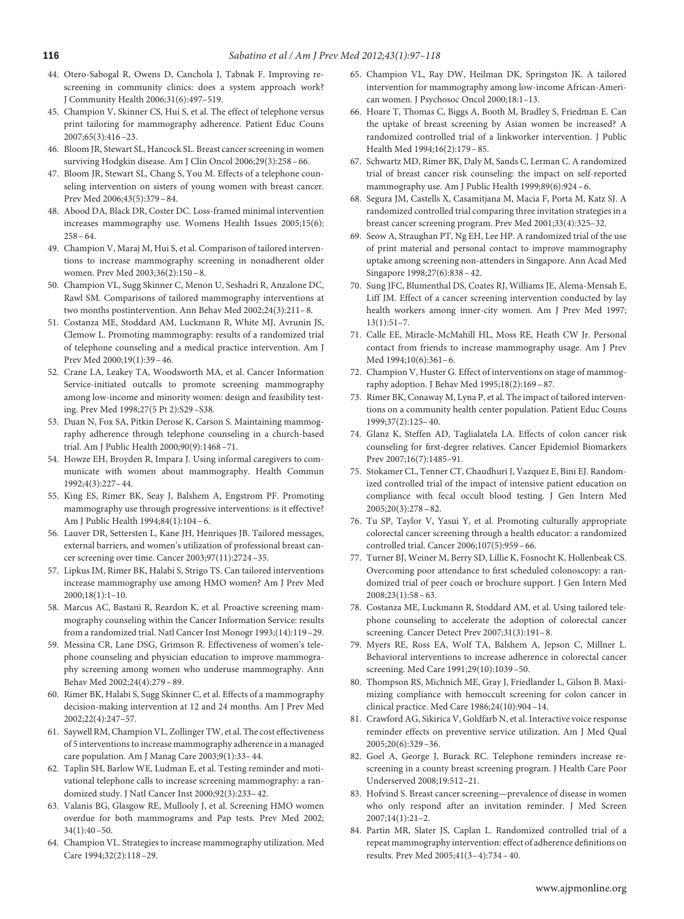44. Otero-Sabogal R, Owens D, Canchola J, Tabnak F. Improving re-screening in community clinics: does a system approach work? J Community Health 2006;31(6):497–519.
45. Champion V, Skinner CS, Hui S, et al. The effect of telephone versus print tailoring for mammography adherence. Patient Educ Couns 2007;65(3):416–23.
46. Bloom JR, Stewart SL, Hancock SL. Breast cancer screening in women surviving Hodgkin disease. Am J Clin Oncol 2006;29(3):258–66.
47. Bloom JR, Stewart SL, Chang S, You M. Effects of a telephone counseling intervention on sisters of young women with breast cancer. Prev Med 2006;43(5):379–84.
48. Abood DA, Black DR, Coster DC. Loss-framed minimal intervention increases mammography use. Womens Health Issues 2005;15(6):258–64.
49. Champion V, Maraj M, Hui S, et al. Comparison of tailored interventions to increase mammography screening in nonadherent older women. Prev Med 2003;36(2):150–8.
50. Champion VL, Sugg Skinner C, Menon U, Seshadri R, Anzalone DC, Rawl SM. Comparisons of tailored mammography interventions at two months postintervention. Ann Behav Med 2002;24(3):211–8.
51. Costanza ME, Stoddard AM, Luckmann R, White MJ, Avrunin JS, Clemow L. Promoting mammography: results of a randomized trial of telephone counseling and a medical practice intervention. Am J Prev Med 2000;19(1):39–46.
52. Crane LA, Leakey TA, Woodsworth MA, et al. Cancer Information Service-initiated outcalls to promote screening mammography among low-income and minority women: design and feasibility testing. Prev Med 1998;27(5 Pt 2):S29–S38.
53. Duan N, Fox SA, Pitkin Derose K, Carson S. Maintaining mammography adherence through telephone counseling in a church-based trial. Am J Public Health 2000;90(9):1468–71.
54. Howze EH, Broyden R, Impara J. Using informal caregivers to communicate with women about mammography. Health Commun 1992;4(3):227–44.
55. King ES, Rimer BK, Seay J, Balshem A, Engstrom PF. Promoting mammography use through progressive interventions: is it effective? Am J Public Health 1994;84(1):104–6.
56. Lauver DR, Settersten L, Kane JH, Henriques JB. Tailored messages, external barriers, and women's utilization of professional breast cancer screening over time. Cancer 2003;97(11):2724–35.
57. Lipkus IM, Rimer BK, Halabi S, Strigo TS. Can tailored interventions increase mammography use among HMO women? Am J Prev Med 2000;18(1):1–10.
58. Marcus AC, Bastani R, Reardon K, et al. Proactive screening mammography counseling within the Cancer Information Service: results from a randomized trial. Natl Cancer Inst Monogr 1993;(14):119–29.
59. Messina CR, Lane DSG, Grimson R. Effectiveness of women's telephone counseling and physician education to improve mammography screening among women who underuse mammography. Ann Behav Med 2002;24(4):279–89.
60. Rimer BK, Halabi S, Sugg Skinner C, et al. Effects of a mammography decision-making intervention at 12 and 24 months. Am J Prev Med 2002;22(4):247–57.
61. Saywell RM, Champion VL, Zollinger TW, et al. The cost effectiveness of 5 interventions to increase mammography adherence in a managed care population. Am J Manag Care 2003;9(1):33–44.
62. Taplin SH, Barlow WE, Ludman E, et al. Testing reminder and motivational telephone calls to increase screening mammography: a randomized study. J Natl Cancer Inst 2000;92(3):233–42.
63. Valanis BG, Glasgow RE, Mullooly J, et al. Screening HMO women overdue for both mammograms and Pap tests. Prev Med 2002;34(1):40–50.
64. Champion VL. Strategies to increase mammography utilization. Med Care 1994;32(2):118–29.
65. Champion VL, Ray DW, Heilman DK, Springston JK. A tailored intervention for mammography among low-income African-American women. J Psychosoc Oncol 2000;18:1–13.
66. Hoare T, Thomas C, Biggs A, Booth M, Bradley S, Friedman E. Can the uptake of breast screening by Asian women be increased? A randomized controlled trial of a linkworker intervention. J Public Health Med 1994;16(2):179–85.
67. Schwartz MD, Rimer BK, Daly M, Sands C, Lerman C. A randomized trial of breast cancer risk counseling: the impact on self-reported mammography use. Am J Public Health 1999;89(6):924–6.
68. Segura JM, Castells X, Casamitjana M, Macia F, Porta M, Katz SJ. A randomized controlled trial comparing three invitation strategies in a breast cancer screening program. Prev Med 2001;33(4):325–32.
69. Seow A, Straughan PT, Ng EH, Lee HP. A randomized trial of the use of print material and personal contact to improve mammography uptake among screening non-attenders in Singapore. Ann Acad Med Singapore 1998;27(6):838–42.
70. Sung JFC, Blumenthal DS, Coates RJ, Williams JE, Alema-Mensah E, Liff JM. Effect of a cancer screening intervention conducted by lay health workers among inner-city women. Am J Prev Med 1997;13(1):51–7.
71. Calle EE, Miracle-McMahill HL, Moss RE, Heath CW Jr. Personal contact from friends to increase mammography usage. Am J Prev Med 1994;10(6):361–6.
72. Champion V, Huster G. Effect of interventions on stage of mammography adoption. J Behav Med 1995;18(2):169–87.
73. Rimer BK, Conaway M, Lyna P, et al. The impact of tailored interventions on a community health center population. Patient Educ Couns 1999;37(2):125–40.
74. Glanz K, Steffen AD, Taglialatela LA. Effects of colon cancer risk counseling for first-degree relatives. Cancer Epidemiol Biomarkers Prev 2007;16(7):1485–91.
75. Stokamer CL, Tenner CT, Chaudhuri J, Vazquez E, Bini EJ. Randomized controlled trial of the impact of intensive patient education on compliance with fecal occult blood testing. J Gen Intern Med 2005;20(3):278–82.
76. Tu SP, Taylor V, Yasui Y, et al. Promoting culturally appropriate colorectal cancer screening through a health educator: a randomized controlled trial. Cancer 2006;107(5):959–66.
77. Turner BJ, Weiner M, Berry SD, Lillie K, Fosnocht K, Hollenbeak CS. Overcoming poor attendance to first scheduled colonoscopy: a randomized trial of peer coach or brochure support. J Gen Intern Med 2008;23(1):58–63.
78. Costanza ME, Luckmann R, Stoddard AM, et al. Using tailored telephone counseling to accelerate the adoption of colorectal cancer screening. Cancer Detect Prev 2007;31(3):191–8.
79. Myers RE, Ross EA, Wolf TA, Balshem A, Jepson C, Millner L. Behavioral interventions to increase adherence in colorectal cancer screening. Med Care 1991;29(10):1039–50.
80. Thompson RS, Michnich ME, Gray J, Friedlander L, Gilson B. Maximizing compliance with hemoccult screening for colon cancer in clinical practice. Med Care 1986;24(10):904–14.
81. Crawford AG, Sikirica V, Goldfarb N, et al. Interactive voice response reminder effects on preventive service utilization. Am J Med Qual 2005;20(6):329–36.
82. Goel A, George J, Burack RC. Telephone reminders increase re-screening in a county breast screening program. J Health Care Poor Underserved 2008;19:512–21.
83. Hofvind S. Breast cancer screening—prevalence of disease in women who only respond after an invitation reminder. J Med Screen 2007;14(1):21–2.
84. Partin MR, Slater JS, Caplan L. Randomized controlled trial of a repeat mammography intervention: effect of adherence definitions on results. Prev Med 2005;41(3–4):734–40.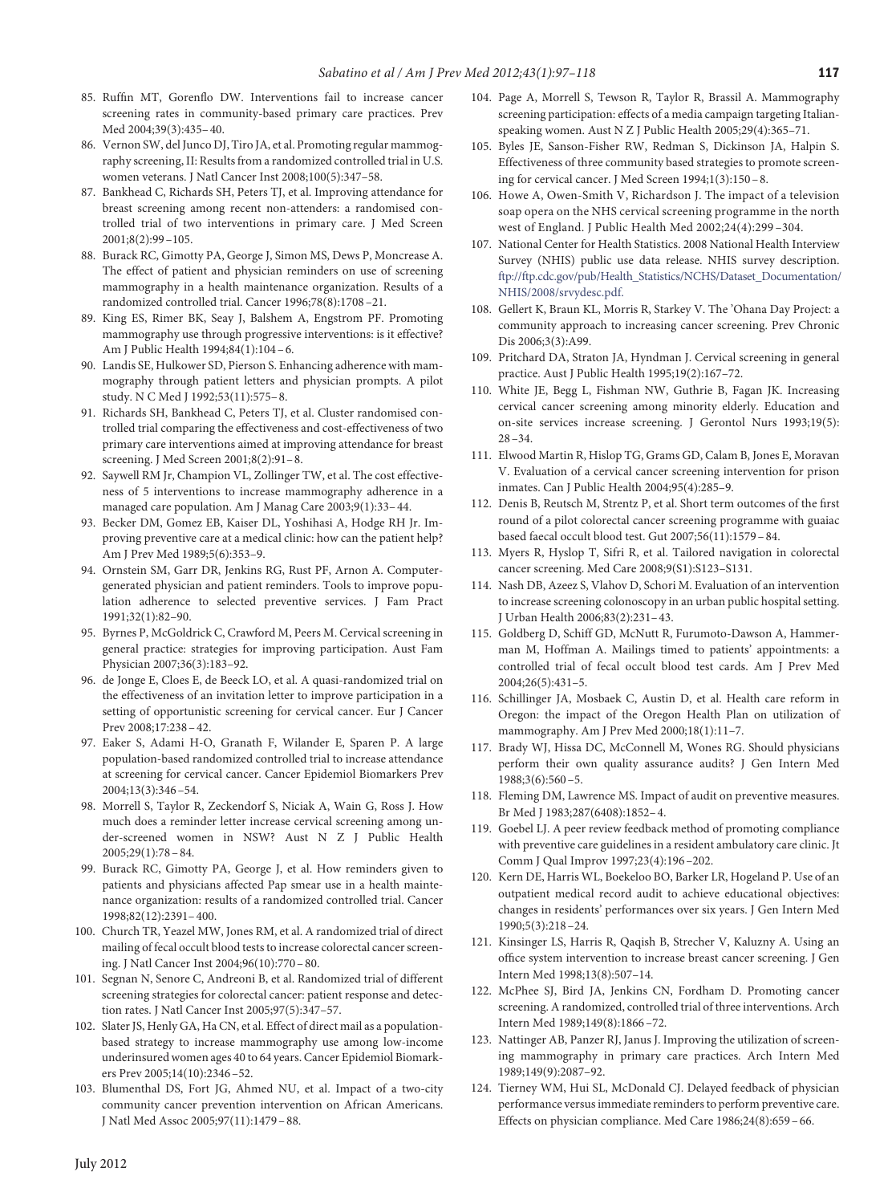85. Ruffin MT, Gorenflo DW. Interventions fail to increase cancer screening rates in community-based primary care practices. Prev Med 2004;39(3):435–40.
86. Vernon SW, del Junco DJ, Tiro JA, et al. Promoting regular mammography screening, II: Results from a randomized controlled trial in U.S. women veterans. J Natl Cancer Inst 2008;100(5):347–58.
87. Bankhead C, Richards SH, Peters TJ, et al. Improving attendance for breast screening among recent non-attenders: a randomised controlled trial of two interventions in primary care. J Med Screen 2001;8(2):99–105.
88. Burack RC, Gimotty PA, George J, Simon MS, Dews P, Moncrease A. The effect of patient and physician reminders on use of screening mammography in a health maintenance organization. Results of a randomized controlled trial. Cancer 1996;78(8):1708–21.
89. King ES, Rimer BK, Seay J, Balshem A, Engstrom PF. Promoting mammography use through progressive interventions: is it effective? Am J Public Health 1994;84(1):104–6.
90. Landis SE, Hulkower SD, Pierson S. Enhancing adherence with mammography through patient letters and physician prompts. A pilot study. N C Med J 1992;53(11):575–8.
91. Richards SH, Bankhead C, Peters TJ, et al. Cluster randomised controlled trial comparing the effectiveness and cost-effectiveness of two primary care interventions aimed at improving attendance for breast screening. J Med Screen 2001;8(2):91–8.
92. Saywell RM Jr, Champion VL, Zollinger TW, et al. The cost effectiveness of 5 interventions to increase mammography adherence in a managed care population. Am J Manag Care 2003;9(1):33–44.
93. Becker DM, Gomez EB, Kaiser DL, Yoshihasi A, Hodge RH Jr. Improving preventive care at a medical clinic: how can the patient help? Am J Prev Med 1989;5(6):353–9.
94. Ornstein SM, Garr DR, Jenkins RG, Rust PF, Arnon A. Computer-generated physician and patient reminders. Tools to improve population adherence to selected preventive services. J Fam Pract 1991;32(1):82–90.
95. Byrnes P, McGoldrick C, Crawford M, Peers M. Cervical screening in general practice: strategies for improving participation. Aust Fam Physician 2007;36(3):183–92.
96. de Jonge E, Cloes E, de Beeck LO, et al. A quasi-randomized trial on the effectiveness of an invitation letter to improve participation in a setting of opportunistic screening for cervical cancer. Eur J Cancer Prev 2008;17:238–42.
97. Eaker S, Adami H-O, Granath F, Wilander E, Sparen P. A large population-based randomized controlled trial to increase attendance at screening for cervical cancer. Cancer Epidemiol Biomarkers Prev 2004;13(3):346–54.
98. Morrell S, Taylor R, Zeckendorf S, Niciak A, Wain G, Ross J. How much does a reminder letter increase cervical screening among under-screened women in NSW? Aust N Z J Public Health 2005;29(1):78–84.
99. Burack RC, Gimotty PA, George J, et al. How reminders given to patients and physicians affected Pap smear use in a health maintenance organization: results of a randomized controlled trial. Cancer 1998;82(12):2391–400.
100. Church TR, Yeazel MW, Jones RM, et al. A randomized trial of direct mailing of fecal occult blood tests to increase colorectal cancer screening. J Natl Cancer Inst 2004;96(10):770–80.
101. Segnan N, Senore C, Andreoni B, et al. Randomized trial of different screening strategies for colorectal cancer: patient response and detection rates. J Natl Cancer Inst 2005;97(5):347–57.
102. Slater JS, Henly GA, Ha CN, et al. Effect of direct mail as a population-based strategy to increase mammography use among low-income underinsured women ages 40 to 64 years. Cancer Epidemiol Biomarkers Prev 2005;14(10):2346–52.
103. Blumenthal DS, Fort JG, Ahmed NU, et al. Impact of a two-city community cancer prevention intervention on African Americans. J Natl Med Assoc 2005;97(11):1479–88.
104. Page A, Morrell S, Tewson R, Taylor R, Brassil A. Mammography screening participation: effects of a media campaign targeting Italian-speaking women. Aust N Z J Public Health 2005;29(4):365–71.
105. Byles JE, Sanson-Fisher RW, Redman S, Dickinson JA, Halpin S. Effectiveness of three community based strategies to promote screening for cervical cancer. J Med Screen 1994;1(3):150–8.
106. Howe A, Owen-Smith V, Richardson J. The impact of a television soap opera on the NHS cervical screening programme in the north west of England. J Public Health Med 2002;24(4):299–304.
107. National Center for Health Statistics. 2008 National Health Interview Survey (NHIS) public use data release. NHIS survey description. ftp://ftp.cdc.gov/pub/Health_Statistics/NCHS/Dataset_Documentation/NHIS/2008/srvydesc.pdf.
108. Gellert K, Braun KL, Morris R, Starkey V. The 'Ohana Day Project: a community approach to increasing cancer screening. Prev Chronic Dis 2006;3(3):A99.
109. Pritchard DA, Straton JA, Hyndman J. Cervical screening in general practice. Aust J Public Health 1995;19(2):167–72.
110. White JE, Begg L, Fishman NW, Guthrie B, Fagan JK. Increasing cervical cancer screening among minority elderly. Education and on-site services increase screening. J Gerontol Nurs 1993;19(5):28–34.
111. Elwood Martin R, Hislop TG, Grams GD, Calam B, Jones E, Moravan V. Evaluation of a cervical cancer screening intervention for prison inmates. Can J Public Health 2004;95(4):285–9.
112. Denis B, Reutsch M, Strentz P, et al. Short term outcomes of the first round of a pilot colorectal cancer screening programme with guaiac based faecal occult blood test. Gut 2007;56(11):1579–84.
113. Myers R, Hyslop T, Sifri R, et al. Tailored navigation in colorectal cancer screening. Med Care 2008;9(S1):S123–S131.
114. Nash DB, Azeez S, Vlahov D, Schori M. Evaluation of an intervention to increase screening colonoscopy in an urban public hospital setting. J Urban Health 2006;83(2):231–43.
115. Goldberg D, Schiff GD, McNutt R, Furumoto-Dawson A, Hammerman M, Hoffman A. Mailings timed to patients' appointments: a controlled trial of fecal occult blood test cards. Am J Prev Med 2004;26(5):431–5.
116. Schillinger JA, Mosbaek C, Austin D, et al. Health care reform in Oregon: the impact of the Oregon Health Plan on utilization of mammography. Am J Prev Med 2000;18(1):11–7.
117. Brady WJ, Hissa DC, McConnell M, Wones RG. Should physicians perform their own quality assurance audits? J Gen Intern Med 1988;3(6):560–5.
118. Fleming DM, Lawrence MS. Impact of audit on preventive measures. Br Med J 1983;287(6408):1852–4.
119. Goebel LJ. A peer review feedback method of promoting compliance with preventive care guidelines in a resident ambulatory care clinic. Jt Comm J Qual Improv 1997;23(4):196–202.
120. Kern DE, Harris WL, Boekeloo BO, Barker LR, Hogeland P. Use of an outpatient medical record audit to achieve educational objectives: changes in residents' performances over six years. J Gen Intern Med 1990;5(3):218–24.
121. Kinsinger LS, Harris R, Qaqish B, Strecher V, Kaluzny A. Using an office system intervention to increase breast cancer screening. J Gen Intern Med 1998;13(8):507–14.
122. McPhee SJ, Bird JA, Jenkins CN, Fordham D. Promoting cancer screening. A randomized, controlled trial of three interventions. Arch Intern Med 1989;149(8):1866–72.
123. Nattinger AB, Panzer RJ, Janus J. Improving the utilization of screening mammography in primary care practices. Arch Intern Med 1989;149(9):2087–92.
124. Tierney WM, Hui SL, McDonald CJ. Delayed feedback of physician performance versus immediate reminders to perform preventive care. Effects on physician compliance. Med Care 1986;24(8):659–66.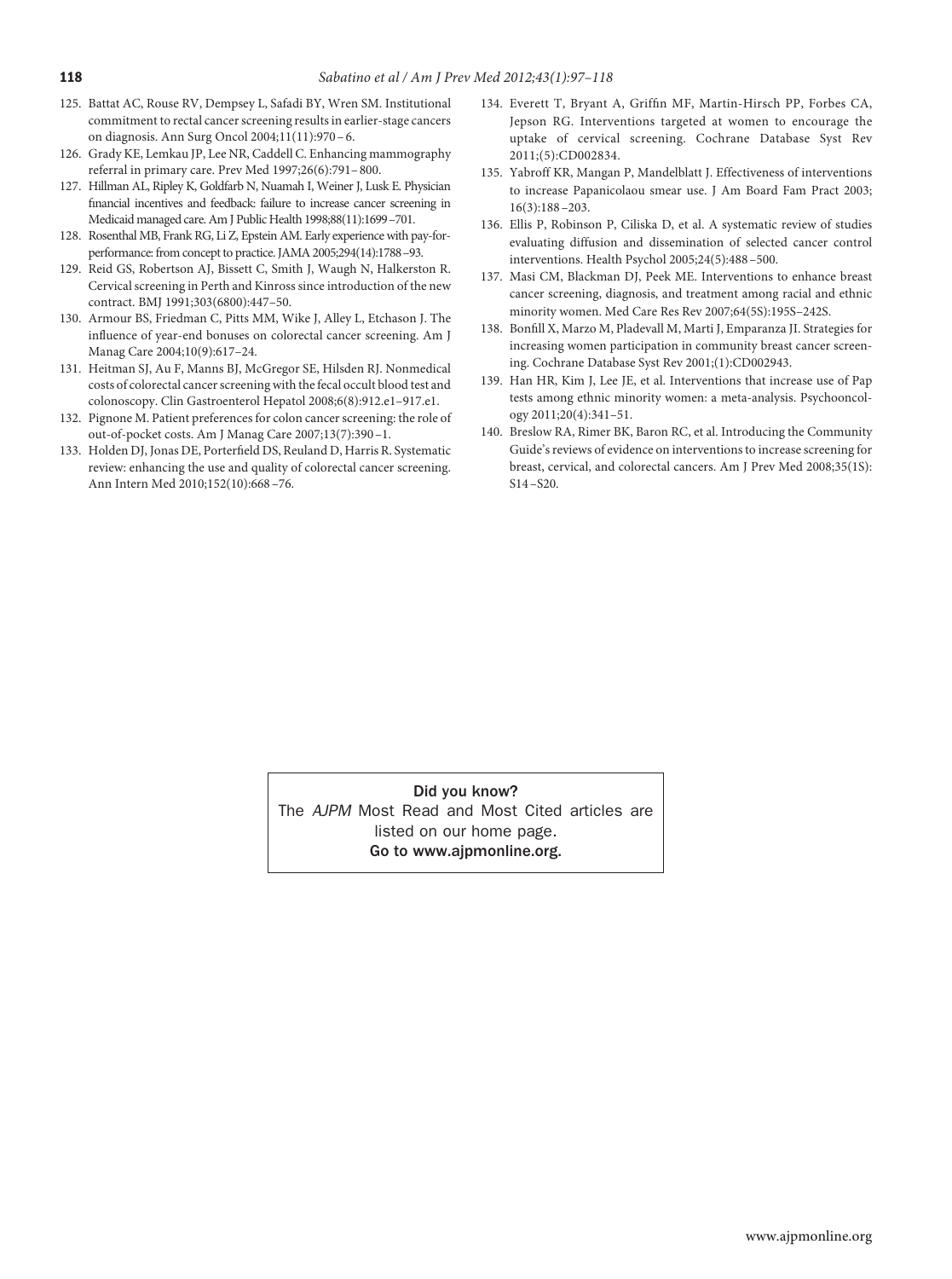125. Battat AC, Rouse RV, Dempsey L, Safadi BY, Wren SM. Institutional commitment to rectal cancer screening results in earlier-stage cancers on diagnosis. Ann Surg Oncol 2004;11(11):970–6.
126. Grady KE, Lemkau JP, Lee NR, Caddell C. Enhancing mammography referral in primary care. Prev Med 1997;26(6):791–800.
127. Hillman AL, Ripley K, Goldfarb N, Nuamah I, Weiner J, Lusk E. Physician financial incentives and feedback: failure to increase cancer screening in Medicaid managed care. Am J Public Health 1998;88(11):1699–701.
128. Rosenthal MB, Frank RG, Li Z, Epstein AM. Early experience with pay-for-performance: from concept to practice. JAMA 2005;294(14):1788–93.
129. Reid GS, Robertson AJ, Bissett C, Smith J, Waugh N, Halkerston R. Cervical screening in Perth and Kinross since introduction of the new contract. BMJ 1991;303(6800):447–50.
130. Armour BS, Friedman C, Pitts MM, Wike J, Alley L, Etchason J. The influence of year-end bonuses on colorectal cancer screening. Am J Manag Care 2004;10(9):617–24.
131. Heitman SJ, Au F, Manns BJ, McGregor SE, Hilsden RJ. Nonmedical costs of colorectal cancer screening with the fecal occult blood test and colonoscopy. Clin Gastroenterol Hepatol 2008;6(8):912.e1–917.e1.
132. Pignone M. Patient preferences for colon cancer screening: the role of out-of-pocket costs. Am J Manag Care 2007;13(7):390–1.
133. Holden DJ, Jonas DE, Porterfield DS, Reuland D, Harris R. Systematic review: enhancing the use and quality of colorectal cancer screening. Ann Intern Med 2010;152(10):668–76.
134. Everett T, Bryant A, Griffin MF, Martin-Hirsch PP, Forbes CA, Jepson RG. Interventions targeted at women to encourage the uptake of cervical screening. Cochrane Database Syst Rev 2011;(5):CD002834.
135. Yabroff KR, Mangan P, Mandelblatt J. Effectiveness of interventions to increase Papanicolaou smear use. J Am Board Fam Pract 2003;16(3):188–203.
136. Ellis P, Robinson P, Ciliska D, et al. A systematic review of studies evaluating diffusion and dissemination of selected cancer control interventions. Health Psychol 2005;24(5):488–500.
137. Masi CM, Blackman DJ, Peek ME. Interventions to enhance breast cancer screening, diagnosis, and treatment among racial and ethnic minority women. Med Care Res Rev 2007;64(5S):195S–242S.
138. Bonfill X, Marzo M, Pladevall M, Marti J, Emparanza JI. Strategies for increasing women participation in community breast cancer screening. Cochrane Database Syst Rev 2001;(1):CD002943.
139. Han HR, Kim J, Lee JE, et al. Interventions that increase use of Pap tests among ethnic minority women: a meta-analysis. Psychooncology 2011;20(4):341–51.
140. Breslow RA, Rimer BK, Baron RC, et al. Introducing the Community Guide's reviews of evidence on interventions to increase screening for breast, cervical, and colorectal cancers. Am J Prev Med 2008;35(1S):S14–S20.

**Did you know?**
The *AJPM* Most Read and Most Cited articles are listed on our home page.
**Go to www.ajpmonline.org.**